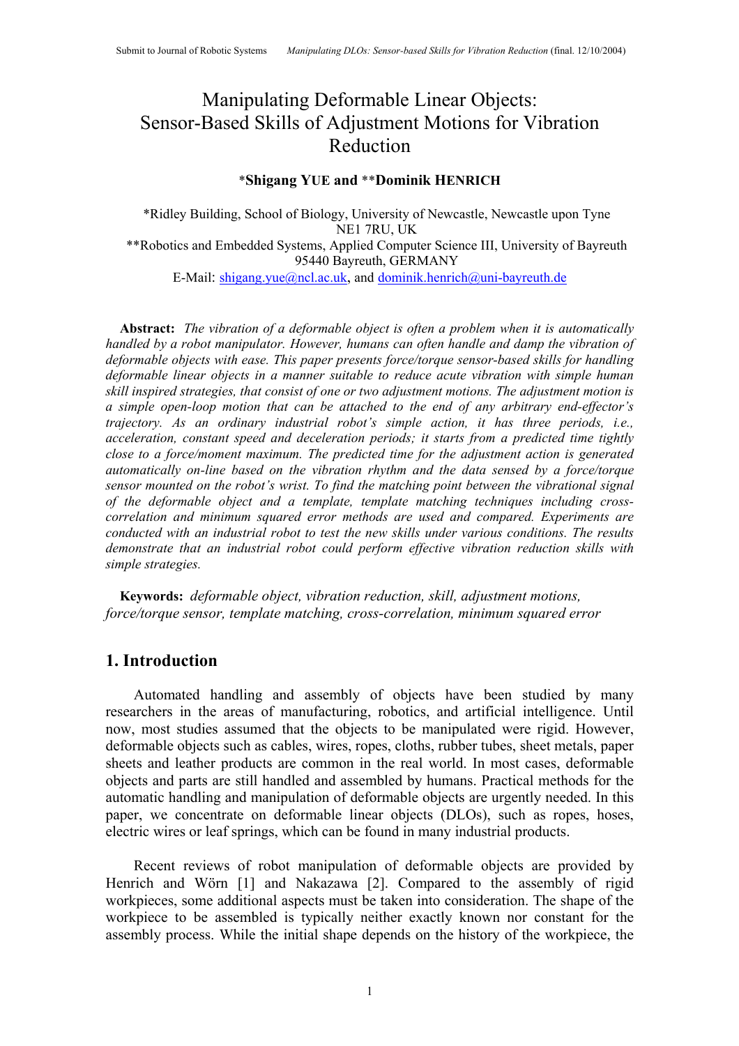# Manipulating Deformable Linear Objects: Sensor-Based Skills of Adjustment Motions for Vibration Reduction

**\*Shigang YUE and \*\*Dominik HENRICH**

\*Ridley Building, School of Biology, University of Newcastle, Newcastle upon Tyne NE1 7RU, UK
\*\*Robotics and Embedded Systems, Applied Computer Science III, University of Bayreuth 95440 Bayreuth, GERMANY
E-Mail: shigang.yue@ncl.ac.uk, and dominik.henrich@uni-bayreuth.de

**Abstract:** *The vibration of a deformable object is often a problem when it is automatically handled by a robot manipulator. However, humans can often handle and damp the vibration of deformable objects with ease. This paper presents force/torque sensor-based skills for handling deformable linear objects in a manner suitable to reduce acute vibration with simple human skill inspired strategies, that consist of one or two adjustment motions. The adjustment motion is a simple open-loop motion that can be attached to the end of any arbitrary end-effector's trajectory. As an ordinary industrial robot's simple action, it has three periods, i.e., acceleration, constant speed and deceleration periods; it starts from a predicted time tightly close to a force/moment maximum. The predicted time for the adjustment action is generated automatically on-line based on the vibration rhythm and the data sensed by a force/torque sensor mounted on the robot's wrist. To find the matching point between the vibrational signal of the deformable object and a template, template matching techniques including cross-correlation and minimum squared error methods are used and compared. Experiments are conducted with an industrial robot to test the new skills under various conditions. The results demonstrate that an industrial robot could perform effective vibration reduction skills with simple strategies.*

**Keywords:** *deformable object, vibration reduction, skill, adjustment motions, force/torque sensor, template matching, cross-correlation, minimum squared error*

## 1. Introduction

Automated handling and assembly of objects have been studied by many researchers in the areas of manufacturing, robotics, and artificial intelligence. Until now, most studies assumed that the objects to be manipulated were rigid. However, deformable objects such as cables, wires, ropes, cloths, rubber tubes, sheet metals, paper sheets and leather products are common in the real world. In most cases, deformable objects and parts are still handled and assembled by humans. Practical methods for the automatic handling and manipulation of deformable objects are urgently needed. In this paper, we concentrate on deformable linear objects (DLOs), such as ropes, hoses, electric wires or leaf springs, which can be found in many industrial products.

Recent reviews of robot manipulation of deformable objects are provided by Henrich and Wörn [1] and Nakazawa [2]. Compared to the assembly of rigid workpieces, some additional aspects must be taken into consideration. The shape of the workpiece to be assembled is typically neither exactly known nor constant for the assembly process. While the initial shape depends on the history of the workpiece, the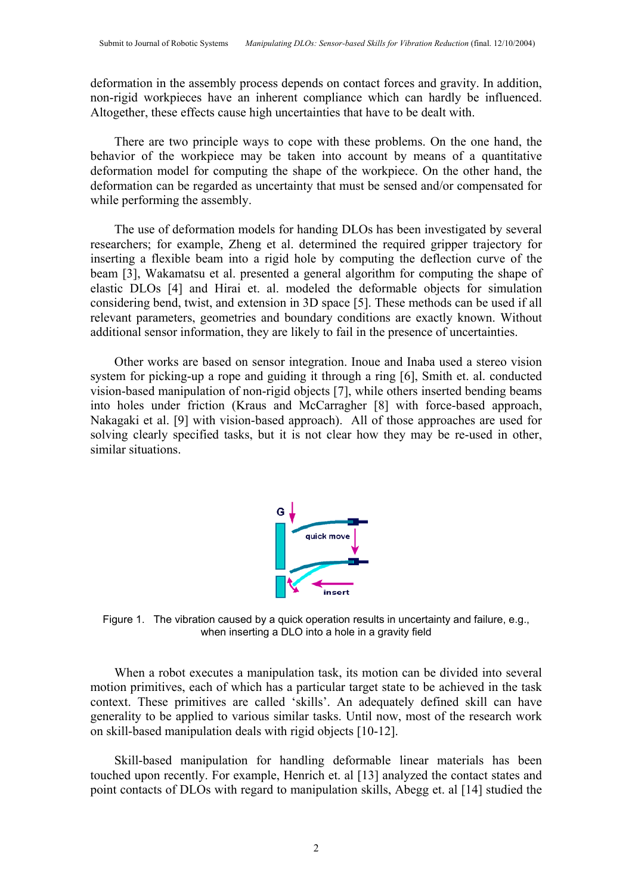deformation in the assembly process depends on contact forces and gravity. In addition, non-rigid workpieces have an inherent compliance which can hardly be influenced. Altogether, these effects cause high uncertainties that have to be dealt with.

There are two principle ways to cope with these problems. On the one hand, the behavior of the workpiece may be taken into account by means of a quantitative deformation model for computing the shape of the workpiece. On the other hand, the deformation can be regarded as uncertainty that must be sensed and/or compensated for while performing the assembly.

The use of deformation models for handing DLOs has been investigated by several researchers; for example, Zheng et al. determined the required gripper trajectory for inserting a flexible beam into a rigid hole by computing the deflection curve of the beam [3], Wakamatsu et al. presented a general algorithm for computing the shape of elastic DLOs [4] and Hirai et. al. modeled the deformable objects for simulation considering bend, twist, and extension in 3D space [5]. These methods can be used if all relevant parameters, geometries and boundary conditions are exactly known. Without additional sensor information, they are likely to fail in the presence of uncertainties.

Other works are based on sensor integration. Inoue and Inaba used a stereo vision system for picking-up a rope and guiding it through a ring [6], Smith et. al. conducted vision-based manipulation of non-rigid objects [7], while others inserted bending beams into holes under friction (Kraus and McCarragher [8] with force-based approach, Nakagaki et al. [9] with vision-based approach). All of those approaches are used for solving clearly specified tasks, but it is not clear how they may be re-used in other, similar situations.

Figure 1. The vibration caused by a quick operation results in uncertainty and failure, e.g., when inserting a DLO into a hole in a gravity field

When a robot executes a manipulation task, its motion can be divided into several motion primitives, each of which has a particular target state to be achieved in the task context. These primitives are called 'skills'. An adequately defined skill can have generality to be applied to various similar tasks. Until now, most of the research work on skill-based manipulation deals with rigid objects [10-12].

Skill-based manipulation for handling deformable linear materials has been touched upon recently. For example, Henrich et. al [13] analyzed the contact states and point contacts of DLOs with regard to manipulation skills, Abegg et. al [14] studied the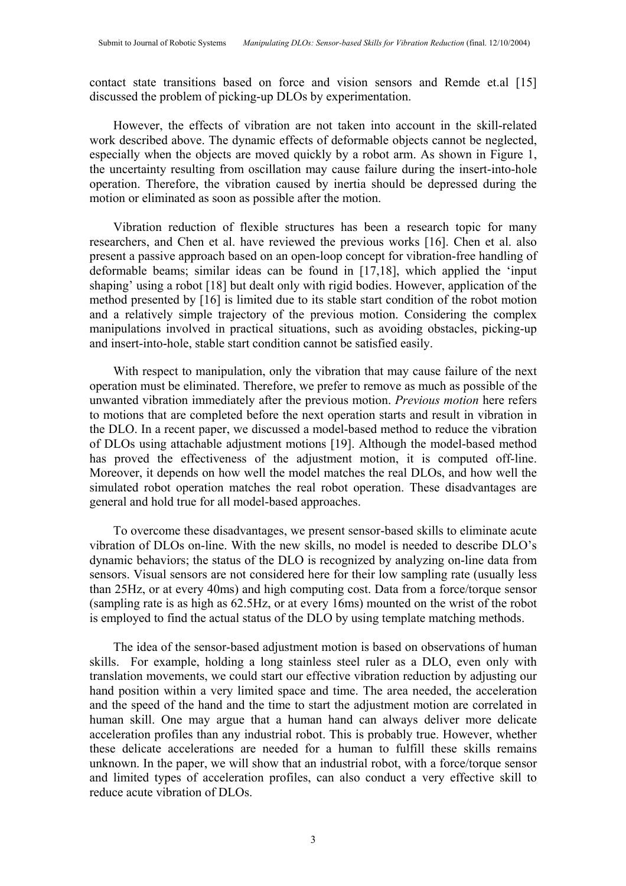contact state transitions based on force and vision sensors and Remde et.al [15] discussed the problem of picking-up DLOs by experimentation.

However, the effects of vibration are not taken into account in the skill-related work described above. The dynamic effects of deformable objects cannot be neglected, especially when the objects are moved quickly by a robot arm. As shown in Figure 1, the uncertainty resulting from oscillation may cause failure during the insert-into-hole operation. Therefore, the vibration caused by inertia should be depressed during the motion or eliminated as soon as possible after the motion.

Vibration reduction of flexible structures has been a research topic for many researchers, and Chen et al. have reviewed the previous works [16]. Chen et al. also present a passive approach based on an open-loop concept for vibration-free handling of deformable beams; similar ideas can be found in [17,18], which applied the 'input shaping' using a robot [18] but dealt only with rigid bodies. However, application of the method presented by [16] is limited due to its stable start condition of the robot motion and a relatively simple trajectory of the previous motion. Considering the complex manipulations involved in practical situations, such as avoiding obstacles, picking-up and insert-into-hole, stable start condition cannot be satisfied easily.

With respect to manipulation, only the vibration that may cause failure of the next operation must be eliminated. Therefore, we prefer to remove as much as possible of the unwanted vibration immediately after the previous motion. *Previous motion* here refers to motions that are completed before the next operation starts and result in vibration in the DLO. In a recent paper, we discussed a model-based method to reduce the vibration of DLOs using attachable adjustment motions [19]. Although the model-based method has proved the effectiveness of the adjustment motion, it is computed off-line. Moreover, it depends on how well the model matches the real DLOs, and how well the simulated robot operation matches the real robot operation. These disadvantages are general and hold true for all model-based approaches.

To overcome these disadvantages, we present sensor-based skills to eliminate acute vibration of DLOs on-line. With the new skills, no model is needed to describe DLO's dynamic behaviors; the status of the DLO is recognized by analyzing on-line data from sensors. Visual sensors are not considered here for their low sampling rate (usually less than 25Hz, or at every 40ms) and high computing cost. Data from a force/torque sensor (sampling rate is as high as 62.5Hz, or at every 16ms) mounted on the wrist of the robot is employed to find the actual status of the DLO by using template matching methods.

The idea of the sensor-based adjustment motion is based on observations of human skills. For example, holding a long stainless steel ruler as a DLO, even only with translation movements, we could start our effective vibration reduction by adjusting our hand position within a very limited space and time. The area needed, the acceleration and the speed of the hand and the time to start the adjustment motion are correlated in human skill. One may argue that a human hand can always deliver more delicate acceleration profiles than any industrial robot. This is probably true. However, whether these delicate accelerations are needed for a human to fulfill these skills remains unknown. In the paper, we will show that an industrial robot, with a force/torque sensor and limited types of acceleration profiles, can also conduct a very effective skill to reduce acute vibration of DLOs.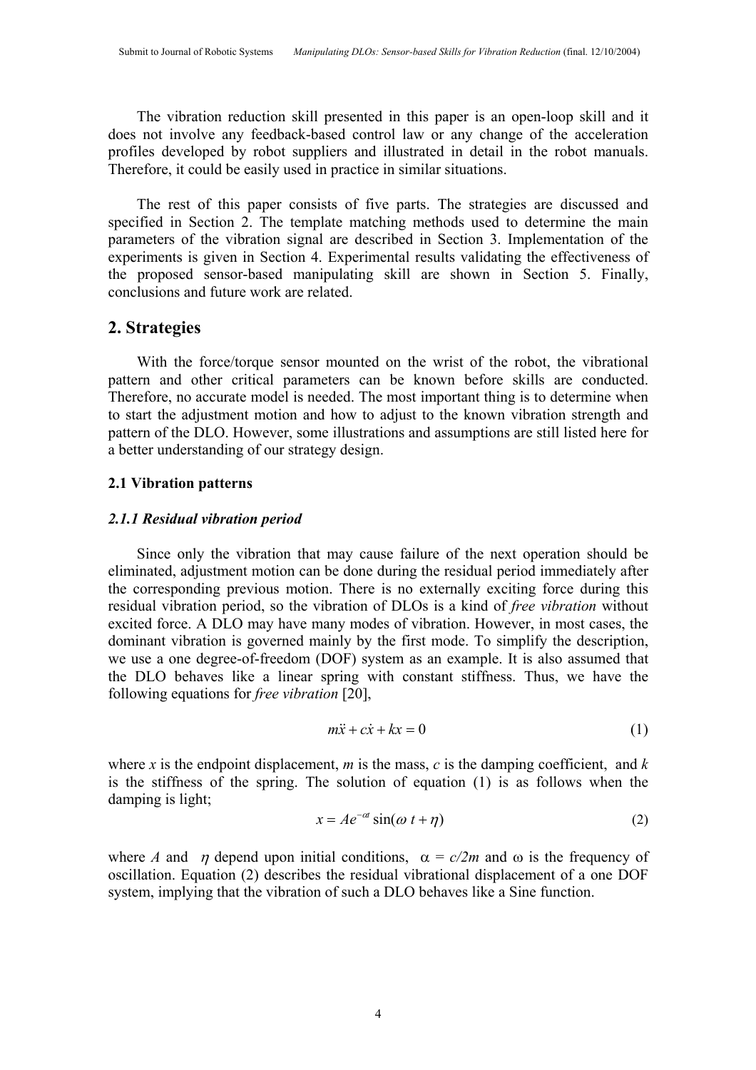The vibration reduction skill presented in this paper is an open-loop skill and it does not involve any feedback-based control law or any change of the acceleration profiles developed by robot suppliers and illustrated in detail in the robot manuals. Therefore, it could be easily used in practice in similar situations.

The rest of this paper consists of five parts. The strategies are discussed and specified in Section 2. The template matching methods used to determine the main parameters of the vibration signal are described in Section 3. Implementation of the experiments is given in Section 4. Experimental results validating the effectiveness of the proposed sensor-based manipulating skill are shown in Section 5. Finally, conclusions and future work are related.

## 2. Strategies

With the force/torque sensor mounted on the wrist of the robot, the vibrational pattern and other critical parameters can be known before skills are conducted. Therefore, no accurate model is needed. The most important thing is to determine when to start the adjustment motion and how to adjust to the known vibration strength and pattern of the DLO. However, some illustrations and assumptions are still listed here for a better understanding of our strategy design.

### 2.1 Vibration patterns

#### *2.1.1 Residual vibration period*

Since only the vibration that may cause failure of the next operation should be eliminated, adjustment motion can be done during the residual period immediately after the corresponding previous motion. There is no externally exciting force during this residual vibration period, so the vibration of DLOs is a kind of *free vibration* without excited force. A DLO may have many modes of vibration. However, in most cases, the dominant vibration is governed mainly by the first mode. To simplify the description, we use a one degree-of-freedom (DOF) system as an example. It is also assumed that the DLO behaves like a linear spring with constant stiffness. Thus, we have the following equations for *free vibration* [20],

$$m\ddot{x} + c\dot{x} + kx = 0 \tag{1}$$

where $x$ is the endpoint displacement, $m$ is the mass, $c$ is the damping coefficient, and $k$ is the stiffness of the spring. The solution of equation (1) is as follows when the damping is light;

$$x = Ae^{-\alpha t}\sin(\omega\, t + \eta) \tag{2}$$

where $A$ and $\eta$ depend upon initial conditions, $\alpha = c/2m$ and $\omega$ is the frequency of oscillation. Equation (2) describes the residual vibrational displacement of a one DOF system, implying that the vibration of such a DLO behaves like a Sine function.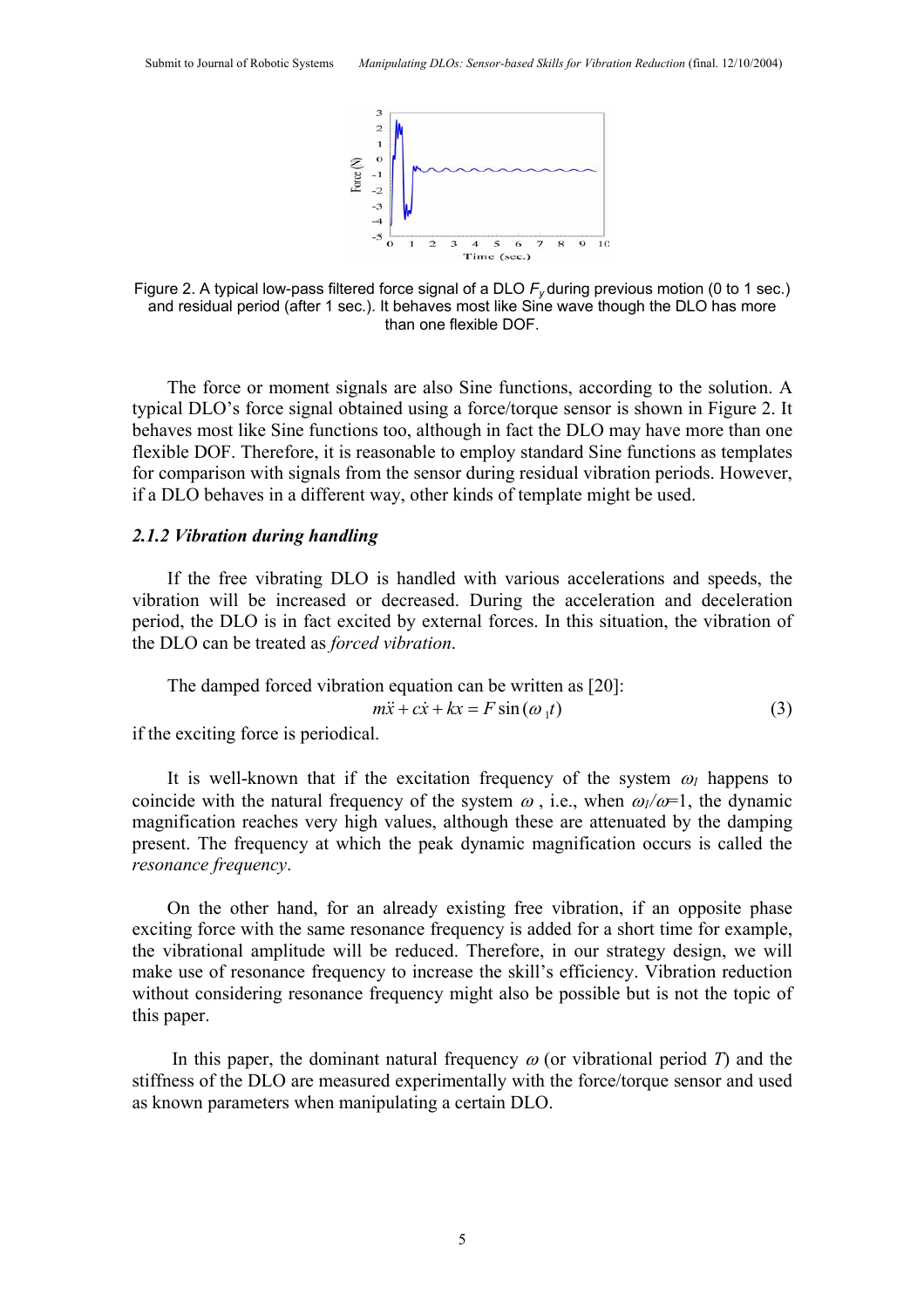Figure 2. A typical low-pass filtered force signal of a DLO $F_y$ during previous motion (0 to 1 sec.) and residual period (after 1 sec.). It behaves most like Sine wave though the DLO has more than one flexible DOF.

The force or moment signals are also Sine functions, according to the solution. A typical DLO's force signal obtained using a force/torque sensor is shown in Figure 2. It behaves most like Sine functions too, although in fact the DLO may have more than one flexible DOF. Therefore, it is reasonable to employ standard Sine functions as templates for comparison with signals from the sensor during residual vibration periods. However, if a DLO behaves in a different way, other kinds of template might be used.

### *2.1.2 Vibration during handling*

If the free vibrating DLO is handled with various accelerations and speeds, the vibration will be increased or decreased. During the acceleration and deceleration period, the DLO is in fact excited by external forces. In this situation, the vibration of the DLO can be treated as *forced vibration*.

The damped forced vibration equation can be written as [20]:

$$m\ddot{x} + c\dot{x} + kx = F\sin(\omega_1 t) \tag{3}$$

if the exciting force is periodical.

It is well-known that if the excitation frequency of the system $\omega_1$ happens to coincide with the natural frequency of the system $\omega$, i.e., when $\omega_1/\omega=1$, the dynamic magnification reaches very high values, although these are attenuated by the damping present. The frequency at which the peak dynamic magnification occurs is called the *resonance frequency*.

On the other hand, for an already existing free vibration, if an opposite phase exciting force with the same resonance frequency is added for a short time for example, the vibrational amplitude will be reduced. Therefore, in our strategy design, we will make use of resonance frequency to increase the skill's efficiency. Vibration reduction without considering resonance frequency might also be possible but is not the topic of this paper.

In this paper, the dominant natural frequency $\omega$ (or vibrational period $T$) and the stiffness of the DLO are measured experimentally with the force/torque sensor and used as known parameters when manipulating a certain DLO.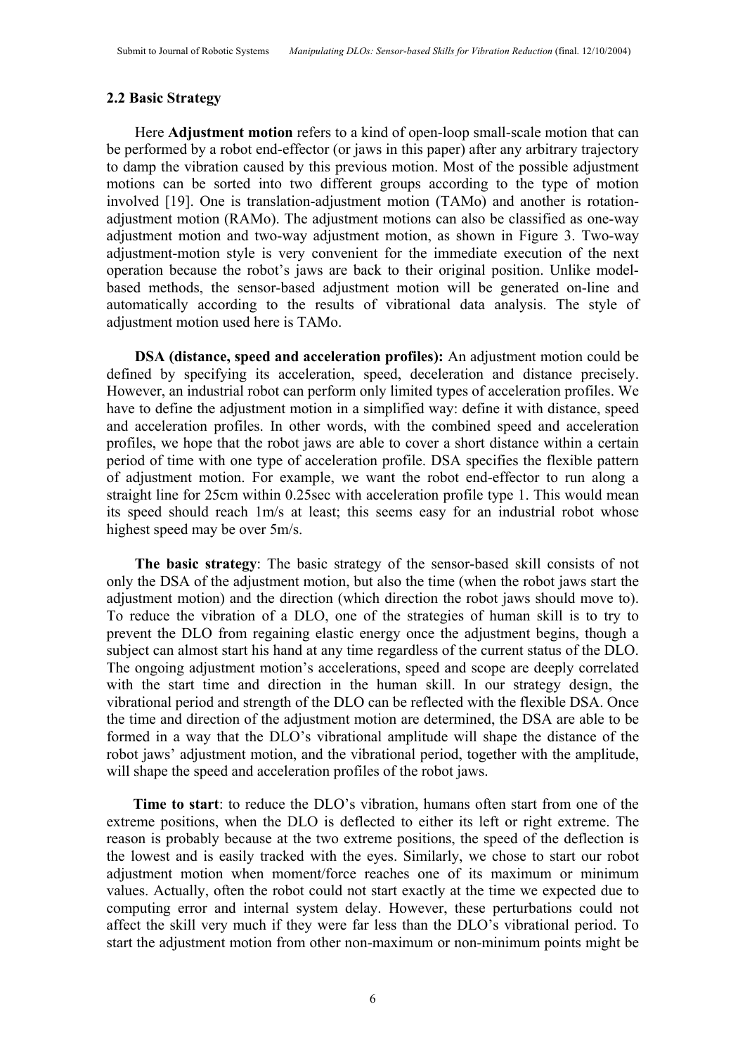### 2.2 Basic Strategy

Here **Adjustment motion** refers to a kind of open-loop small-scale motion that can be performed by a robot end-effector (or jaws in this paper) after any arbitrary trajectory to damp the vibration caused by this previous motion. Most of the possible adjustment motions can be sorted into two different groups according to the type of motion involved [19]. One is translation-adjustment motion (TAMo) and another is rotation-adjustment motion (RAMo). The adjustment motions can also be classified as one-way adjustment motion and two-way adjustment motion, as shown in Figure 3. Two-way adjustment-motion style is very convenient for the immediate execution of the next operation because the robot's jaws are back to their original position. Unlike model-based methods, the sensor-based adjustment motion will be generated on-line and automatically according to the results of vibrational data analysis. The style of adjustment motion used here is TAMo.

**DSA (distance, speed and acceleration profiles):** An adjustment motion could be defined by specifying its acceleration, speed, deceleration and distance precisely. However, an industrial robot can perform only limited types of acceleration profiles. We have to define the adjustment motion in a simplified way: define it with distance, speed and acceleration profiles. In other words, with the combined speed and acceleration profiles, we hope that the robot jaws are able to cover a short distance within a certain period of time with one type of acceleration profile. DSA specifies the flexible pattern of adjustment motion. For example, we want the robot end-effector to run along a straight line for 25cm within 0.25sec with acceleration profile type 1. This would mean its speed should reach 1m/s at least; this seems easy for an industrial robot whose highest speed may be over 5m/s.

**The basic strategy**: The basic strategy of the sensor-based skill consists of not only the DSA of the adjustment motion, but also the time (when the robot jaws start the adjustment motion) and the direction (which direction the robot jaws should move to). To reduce the vibration of a DLO, one of the strategies of human skill is to try to prevent the DLO from regaining elastic energy once the adjustment begins, though a subject can almost start his hand at any time regardless of the current status of the DLO. The ongoing adjustment motion's accelerations, speed and scope are deeply correlated with the start time and direction in the human skill. In our strategy design, the vibrational period and strength of the DLO can be reflected with the flexible DSA. Once the time and direction of the adjustment motion are determined, the DSA are able to be formed in a way that the DLO's vibrational amplitude will shape the distance of the robot jaws' adjustment motion, and the vibrational period, together with the amplitude, will shape the speed and acceleration profiles of the robot jaws.

**Time to start**: to reduce the DLO's vibration, humans often start from one of the extreme positions, when the DLO is deflected to either its left or right extreme. The reason is probably because at the two extreme positions, the speed of the deflection is the lowest and is easily tracked with the eyes. Similarly, we chose to start our robot adjustment motion when moment/force reaches one of its maximum or minimum values. Actually, often the robot could not start exactly at the time we expected due to computing error and internal system delay. However, these perturbations could not affect the skill very much if they were far less than the DLO's vibrational period. To start the adjustment motion from other non-maximum or non-minimum points might be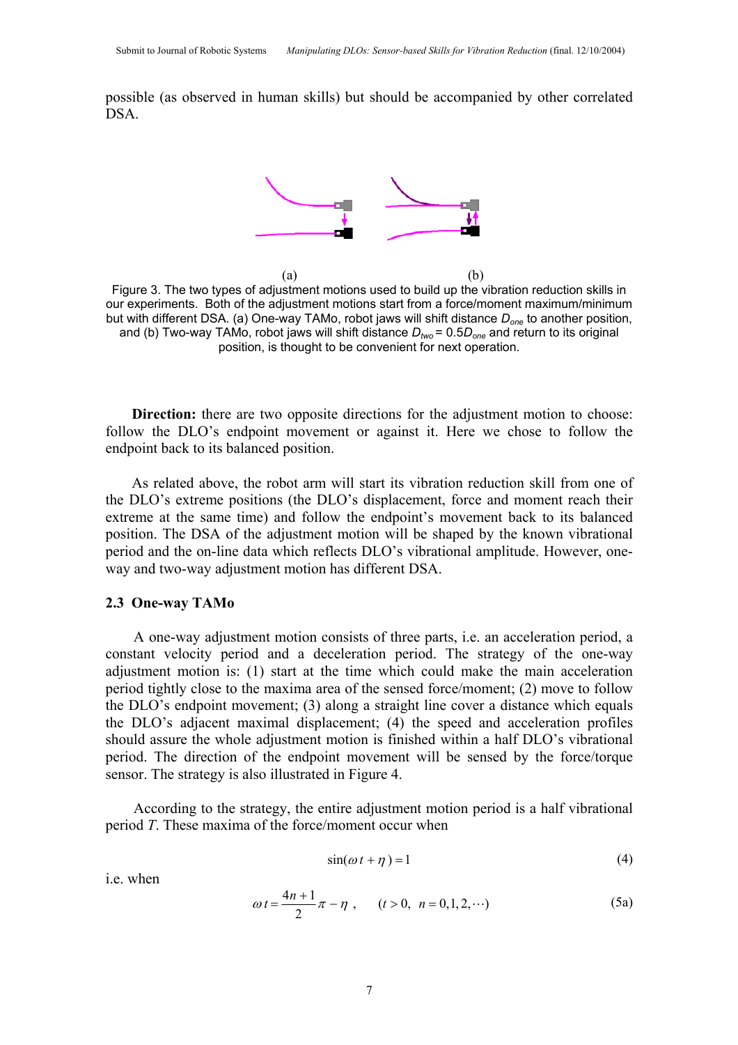possible (as observed in human skills) but should be accompanied by other correlated DSA.

(a) (b)

Figure 3. The two types of adjustment motions used to build up the vibration reduction skills in our experiments. Both of the adjustment motions start from a force/moment maximum/minimum but with different DSA. (a) One-way TAMo, robot jaws will shift distance $D_{one}$ to another position, and (b) Two-way TAMo, robot jaws will shift distance $D_{two} = 0.5D_{one}$ and return to its original position, is thought to be convenient for next operation.

**Direction:** there are two opposite directions for the adjustment motion to choose: follow the DLO's endpoint movement or against it. Here we chose to follow the endpoint back to its balanced position.

As related above, the robot arm will start its vibration reduction skill from one of the DLO's extreme positions (the DLO's displacement, force and moment reach their extreme at the same time) and follow the endpoint's movement back to its balanced position. The DSA of the adjustment motion will be shaped by the known vibrational period and the on-line data which reflects DLO's vibrational amplitude. However, one-way and two-way adjustment motion has different DSA.

### 2.3 One-way TAMo

A one-way adjustment motion consists of three parts, i.e. an acceleration period, a constant velocity period and a deceleration period. The strategy of the one-way adjustment motion is: (1) start at the time which could make the main acceleration period tightly close to the maxima area of the sensed force/moment; (2) move to follow the DLO's endpoint movement; (3) along a straight line cover a distance which equals the DLO's adjacent maximal displacement; (4) the speed and acceleration profiles should assure the whole adjustment motion is finished within a half DLO's vibrational period. The direction of the endpoint movement will be sensed by the force/torque sensor. The strategy is also illustrated in Figure 4.

According to the strategy, the entire adjustment motion period is a half vibrational period $T$. These maxima of the force/moment occur when

$$\sin(\omega t + \eta) = 1 \tag{4}$$

i.e. when

$$\omega t = \frac{4n+1}{2}\pi - \eta \ , \qquad (t > 0, \ \ n = 0, 1, 2, \cdots) \tag{5a}$$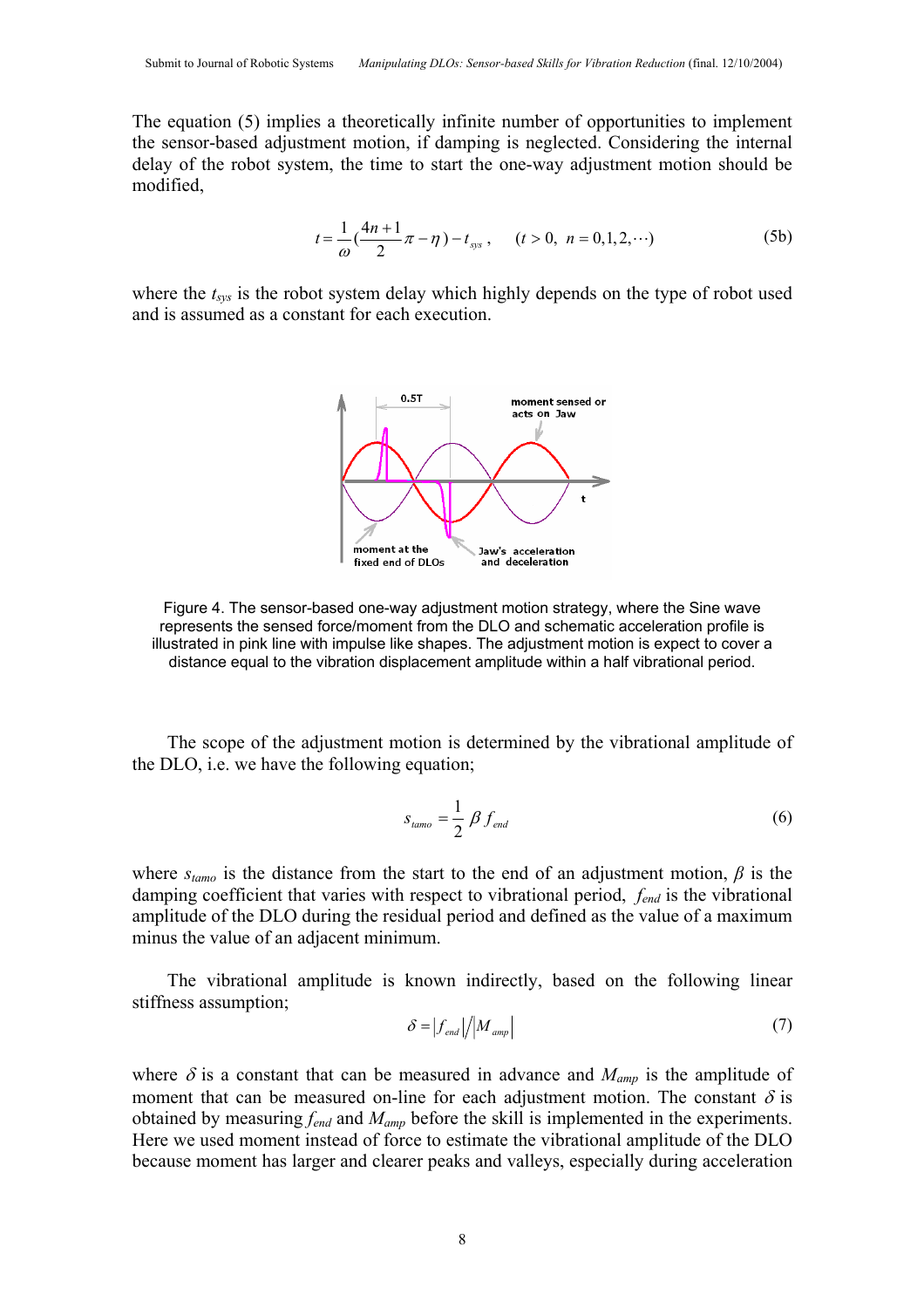The equation (5) implies a theoretically infinite number of opportunities to implement the sensor-based adjustment motion, if damping is neglected. Considering the internal delay of the robot system, the time to start the one-way adjustment motion should be modified,

$$t = \frac{1}{\omega}\left(\frac{4n+1}{2}\pi - \eta\right) - t_{sys}, \qquad (t > 0,\ n = 0,1,2,\cdots) \tag{5b}$$

where the $t_{sys}$ is the robot system delay which highly depends on the type of robot used and is assumed as a constant for each execution.

Figure 4. The sensor-based one-way adjustment motion strategy, where the Sine wave represents the sensed force/moment from the DLO and schematic acceleration profile is illustrated in pink line with impulse like shapes. The adjustment motion is expect to cover a distance equal to the vibration displacement amplitude within a half vibrational period.

The scope of the adjustment motion is determined by the vibrational amplitude of the DLO, i.e. we have the following equation;

$$s_{tamo} = \frac{1}{2}\beta f_{end} \tag{6}$$

where $s_{tamo}$ is the distance from the start to the end of an adjustment motion, $\beta$ is the damping coefficient that varies with respect to vibrational period, $f_{end}$ is the vibrational amplitude of the DLO during the residual period and defined as the value of a maximum minus the value of an adjacent minimum.

The vibrational amplitude is known indirectly, based on the following linear stiffness assumption;

$$\delta = |f_{end}| / |M_{amp}| \tag{7}$$

where $\delta$ is a constant that can be measured in advance and $M_{amp}$ is the amplitude of moment that can be measured on-line for each adjustment motion. The constant $\delta$ is obtained by measuring $f_{end}$ and $M_{amp}$ before the skill is implemented in the experiments. Here we used moment instead of force to estimate the vibrational amplitude of the DLO because moment has larger and clearer peaks and valleys, especially during acceleration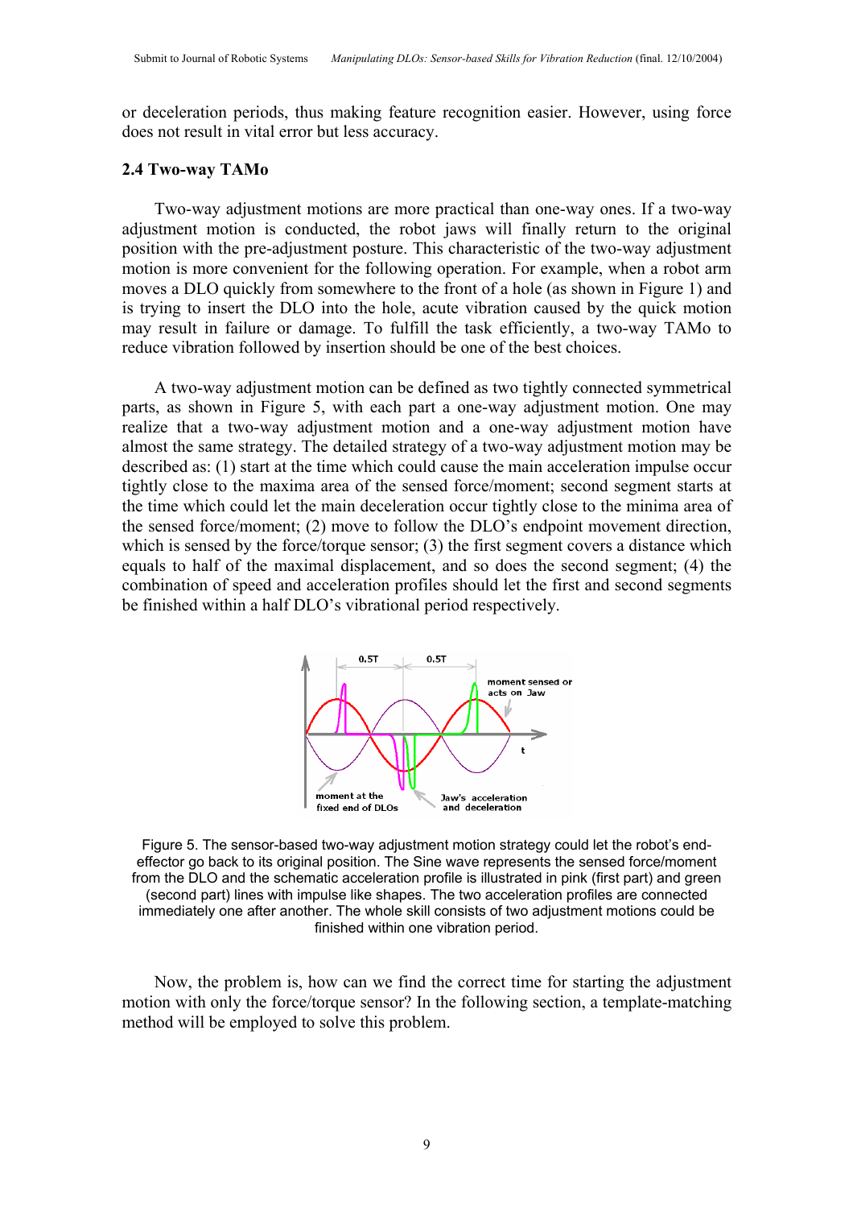or deceleration periods, thus making feature recognition easier. However, using force does not result in vital error but less accuracy.

### 2.4 Two-way TAMo

Two-way adjustment motions are more practical than one-way ones. If a two-way adjustment motion is conducted, the robot jaws will finally return to the original position with the pre-adjustment posture. This characteristic of the two-way adjustment motion is more convenient for the following operation. For example, when a robot arm moves a DLO quickly from somewhere to the front of a hole (as shown in Figure 1) and is trying to insert the DLO into the hole, acute vibration caused by the quick motion may result in failure or damage. To fulfill the task efficiently, a two-way TAMo to reduce vibration followed by insertion should be one of the best choices.

A two-way adjustment motion can be defined as two tightly connected symmetrical parts, as shown in Figure 5, with each part a one-way adjustment motion. One may realize that a two-way adjustment motion and a one-way adjustment motion have almost the same strategy. The detailed strategy of a two-way adjustment motion may be described as: (1) start at the time which could cause the main acceleration impulse occur tightly close to the maxima area of the sensed force/moment; second segment starts at the time which could let the main deceleration occur tightly close to the minima area of the sensed force/moment; (2) move to follow the DLO's endpoint movement direction, which is sensed by the force/torque sensor; (3) the first segment covers a distance which equals to half of the maximal displacement, and so does the second segment; (4) the combination of speed and acceleration profiles should let the first and second segments be finished within a half DLO's vibrational period respectively.

Figure 5. The sensor-based two-way adjustment motion strategy could let the robot's end-effector go back to its original position. The Sine wave represents the sensed force/moment from the DLO and the schematic acceleration profile is illustrated in pink (first part) and green (second part) lines with impulse like shapes. The two acceleration profiles are connected immediately one after another. The whole skill consists of two adjustment motions could be finished within one vibration period.

Now, the problem is, how can we find the correct time for starting the adjustment motion with only the force/torque sensor? In the following section, a template-matching method will be employed to solve this problem.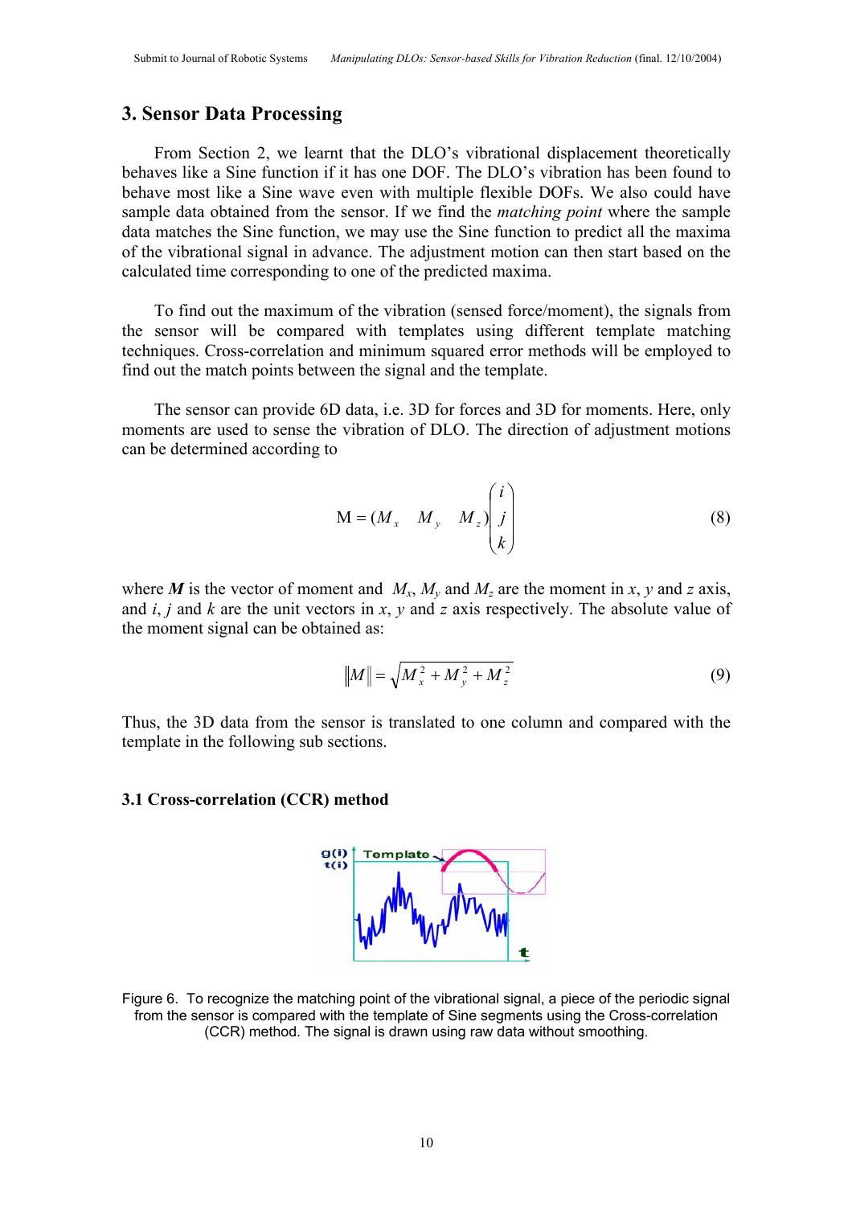## 3. Sensor Data Processing

From Section 2, we learnt that the DLO's vibrational displacement theoretically behaves like a Sine function if it has one DOF. The DLO's vibration has been found to behave most like a Sine wave even with multiple flexible DOFs. We also could have sample data obtained from the sensor. If we find the *matching point* where the sample data matches the Sine function, we may use the Sine function to predict all the maxima of the vibrational signal in advance. The adjustment motion can then start based on the calculated time corresponding to one of the predicted maxima.

To find out the maximum of the vibration (sensed force/moment), the signals from the sensor will be compared with templates using different template matching techniques. Cross-correlation and minimum squared error methods will be employed to find out the match points between the signal and the template.

The sensor can provide 6D data, i.e. 3D for forces and 3D for moments. Here, only moments are used to sense the vibration of DLO. The direction of adjustment motions can be determined according to

$$\mathrm{M} = (M_x \quad M_y \quad M_z)\begin{pmatrix} i \\ j \\ k \end{pmatrix} \tag{8}$$

where $\boldsymbol{M}$ is the vector of moment and $M_x$, $M_y$ and $M_z$ are the moment in $x$, $y$ and $z$ axis, and $i$, $j$ and $k$ are the unit vectors in $x$, $y$ and $z$ axis respectively. The absolute value of the moment signal can be obtained as:

$$\|M\| = \sqrt{M_x^2 + M_y^2 + M_z^2} \tag{9}$$

Thus, the 3D data from the sensor is translated to one column and compared with the template in the following sub sections.

### 3.1 Cross-correlation (CCR) method

Figure 6. To recognize the matching point of the vibrational signal, a piece of the periodic signal from the sensor is compared with the template of Sine segments using the Cross-correlation (CCR) method. The signal is drawn using raw data without smoothing.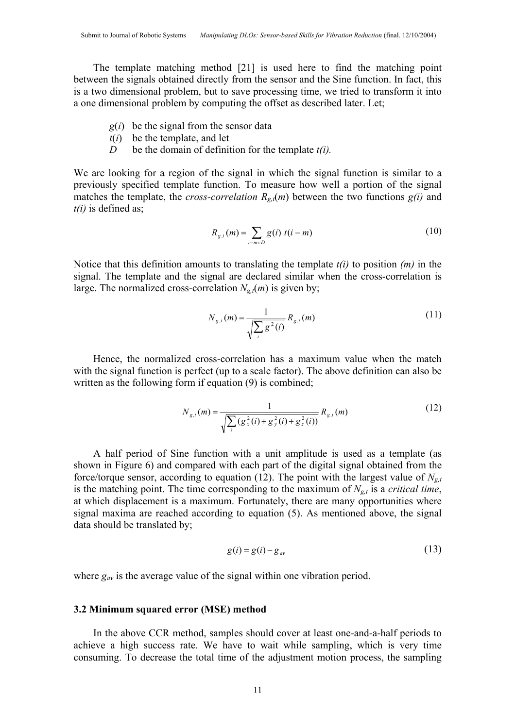The template matching method [21] is used here to find the matching point between the signals obtained directly from the sensor and the Sine function. In fact, this is a two dimensional problem, but to save processing time, we tried to transform it into a one dimensional problem by computing the offset as described later. Let;

- $g(i)$ be the signal from the sensor data
- $t(i)$ be the template, and let
- $D$ be the domain of definition for the template $t(i)$.

We are looking for a region of the signal in which the signal function is similar to a previously specified template function. To measure how well a portion of the signal matches the template, the *cross-correlation* $R_{g,t}(m)$ between the two functions $g(i)$ and $t(i)$ is defined as;

$$R_{g,t}(m) = \sum_{i-m \in D} g(i)\ t(i-m) \tag{10}$$

Notice that this definition amounts to translating the template $t(i)$ to position $(m)$ in the signal. The template and the signal are declared similar when the cross-correlation is large. The normalized cross-correlation $N_{g,t}(m)$ is given by;

$$N_{g,t}(m) = \frac{1}{\sqrt{\sum_i g^2(i)}} R_{g,t}(m) \tag{11}$$

Hence, the normalized cross-correlation has a maximum value when the match with the signal function is perfect (up to a scale factor). The above definition can also be written as the following form if equation (9) is combined;

$$N_{g,t}(m) = \frac{1}{\sqrt{\sum_i (g_x^2(i) + g_y^2(i) + g_z^2(i))}} R_{g,t}(m) \tag{12}$$

A half period of Sine function with a unit amplitude is used as a template (as shown in Figure 6) and compared with each part of the digital signal obtained from the force/torque sensor, according to equation (12). The point with the largest value of $N_{g,t}$ is the matching point. The time corresponding to the maximum of $N_{g,t}$ is a *critical time*, at which displacement is a maximum. Fortunately, there are many opportunities where signal maxima are reached according to equation (5). As mentioned above, the signal data should be translated by;

$$g(i) = g(i) - g_{av} \tag{13}$$

where $g_{av}$ is the average value of the signal within one vibration period.

### 3.2 Minimum squared error (MSE) method

In the above CCR method, samples should cover at least one-and-a-half periods to achieve a high success rate. We have to wait while sampling, which is very time consuming. To decrease the total time of the adjustment motion process, the sampling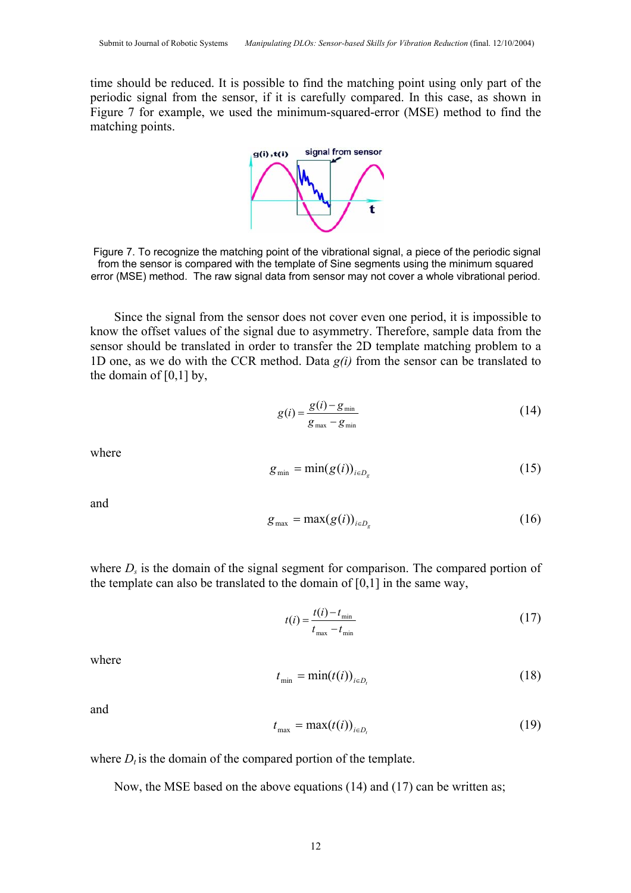time should be reduced. It is possible to find the matching point using only part of the periodic signal from the sensor, if it is carefully compared. In this case, as shown in Figure 7 for example, we used the minimum-squared-error (MSE) method to find the matching points.

Figure 7. To recognize the matching point of the vibrational signal, a piece of the periodic signal from the sensor is compared with the template of Sine segments using the minimum squared error (MSE) method. The raw signal data from sensor may not cover a whole vibrational period.

Since the signal from the sensor does not cover even one period, it is impossible to know the offset values of the signal due to asymmetry. Therefore, sample data from the sensor should be translated in order to transfer the 2D template matching problem to a 1D one, as we do with the CCR method. Data $g(i)$ from the sensor can be translated to the domain of [0,1] by,

$$g(i) = \frac{g(i) - g_{\min}}{g_{\max} - g_{\min}} \tag{14}$$

where

$$g_{\min} = \min(g(i))_{i \in D_g} \tag{15}$$

and

$$g_{\max} = \max(g(i))_{i \in D_g} \tag{16}$$

where $D_s$ is the domain of the signal segment for comparison. The compared portion of the template can also be translated to the domain of [0,1] in the same way,

$$t(i) = \frac{t(i) - t_{\min}}{t_{\max} - t_{\min}} \tag{17}$$

where

$$t_{\min} = \min(t(i))_{i \in D_t} \tag{18}$$

and

$$t_{\max} = \max(t(i))_{i \in D_t} \tag{19}$$

where $D_t$ is the domain of the compared portion of the template.

Now, the MSE based on the above equations (14) and (17) can be written as;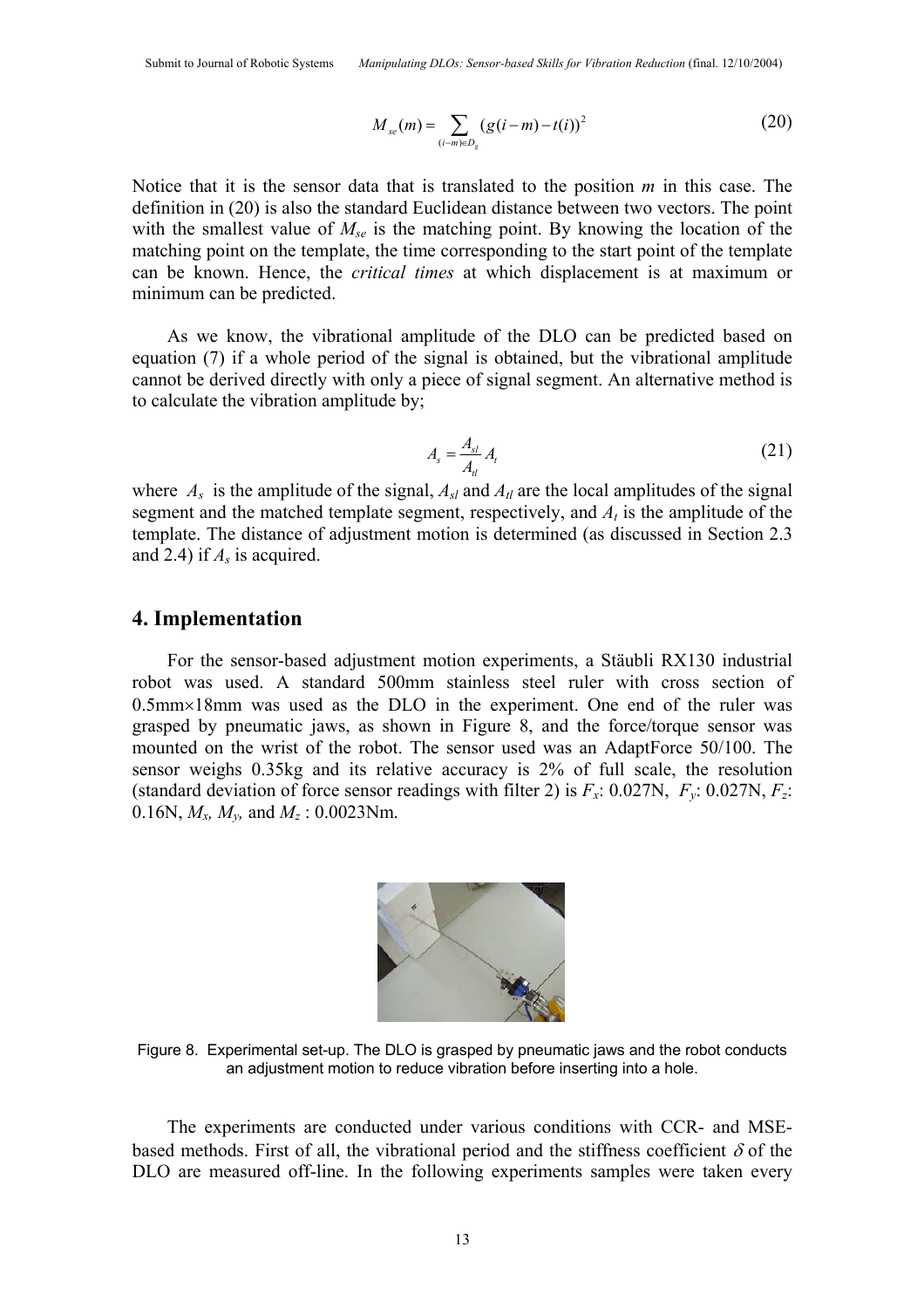$$M_{se}(m) = \sum_{(i-m)\in D_g} (g(i-m) - t(i))^2 \tag{20}$$

Notice that it is the sensor data that is translated to the position *m* in this case. The definition in (20) is also the standard Euclidean distance between two vectors. The point with the smallest value of $M_{se}$ is the matching point. By knowing the location of the matching point on the template, the time corresponding to the start point of the template can be known. Hence, the *critical times* at which displacement is at maximum or minimum can be predicted.

As we know, the vibrational amplitude of the DLO can be predicted based on equation (7) if a whole period of the signal is obtained, but the vibrational amplitude cannot be derived directly with only a piece of signal segment. An alternative method is to calculate the vibration amplitude by;

$$A_s = \frac{A_{sl}}{A_{tl}} A_t \tag{21}$$

where $A_s$ is the amplitude of the signal, $A_{sl}$ and $A_{tl}$ are the local amplitudes of the signal segment and the matched template segment, respectively, and $A_t$ is the amplitude of the template. The distance of adjustment motion is determined (as discussed in Section 2.3 and 2.4) if $A_s$ is acquired.

## 4. Implementation

For the sensor-based adjustment motion experiments, a Stäubli RX130 industrial robot was used. A standard 500mm stainless steel ruler with cross section of 0.5mm×18mm was used as the DLO in the experiment. One end of the ruler was grasped by pneumatic jaws, as shown in Figure 8, and the force/torque sensor was mounted on the wrist of the robot. The sensor used was an AdaptForce 50/100. The sensor weighs 0.35kg and its relative accuracy is 2% of full scale, the resolution (standard deviation of force sensor readings with filter 2) is $F_x$: 0.027N, $F_y$: 0.027N, $F_z$: 0.16N, $M_x$, $M_y$, and $M_z$ : 0.0023Nm.

Figure 8. Experimental set-up. The DLO is grasped by pneumatic jaws and the robot conducts an adjustment motion to reduce vibration before inserting into a hole.

The experiments are conducted under various conditions with CCR- and MSE-based methods. First of all, the vibrational period and the stiffness coefficient $\delta$ of the DLO are measured off-line. In the following experiments samples were taken every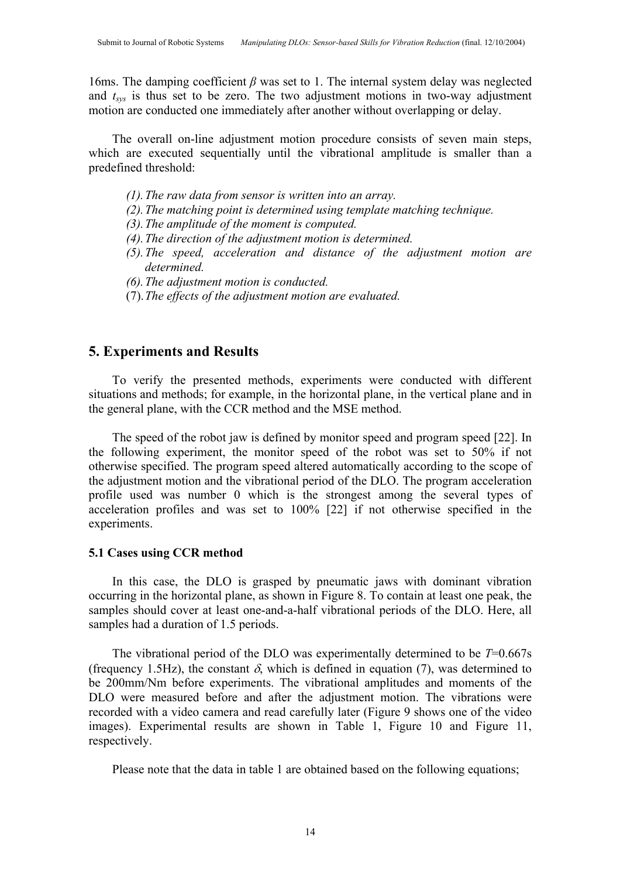16ms. The damping coefficient $\beta$ was set to 1. The internal system delay was neglected and $t_{sys}$ is thus set to be zero. The two adjustment motions in two-way adjustment motion are conducted one immediately after another without overlapping or delay.

The overall on-line adjustment motion procedure consists of seven main steps, which are executed sequentially until the vibrational amplitude is smaller than a predefined threshold:

*(1). The raw data from sensor is written into an array.*
*(2). The matching point is determined using template matching technique.*
*(3). The amplitude of the moment is computed.*
*(4). The direction of the adjustment motion is determined.*
*(5). The speed, acceleration and distance of the adjustment motion are determined.*
*(6). The adjustment motion is conducted.*
(7). *The effects of the adjustment motion are evaluated.*

## 5. Experiments and Results

To verify the presented methods, experiments were conducted with different situations and methods; for example, in the horizontal plane, in the vertical plane and in the general plane, with the CCR method and the MSE method.

The speed of the robot jaw is defined by monitor speed and program speed [22]. In the following experiment, the monitor speed of the robot was set to 50% if not otherwise specified. The program speed altered automatically according to the scope of the adjustment motion and the vibrational period of the DLO. The program acceleration profile used was number 0 which is the strongest among the several types of acceleration profiles and was set to 100% [22] if not otherwise specified in the experiments.

### 5.1 Cases using CCR method

In this case, the DLO is grasped by pneumatic jaws with dominant vibration occurring in the horizontal plane, as shown in Figure 8. To contain at least one peak, the samples should cover at least one-and-a-half vibrational periods of the DLO. Here, all samples had a duration of 1.5 periods.

The vibrational period of the DLO was experimentally determined to be $T$=0.667s (frequency 1.5Hz), the constant $\delta$, which is defined in equation (7), was determined to be 200mm/Nm before experiments. The vibrational amplitudes and moments of the DLO were measured before and after the adjustment motion. The vibrations were recorded with a video camera and read carefully later (Figure 9 shows one of the video images). Experimental results are shown in Table 1, Figure 10 and Figure 11, respectively.

Please note that the data in table 1 are obtained based on the following equations;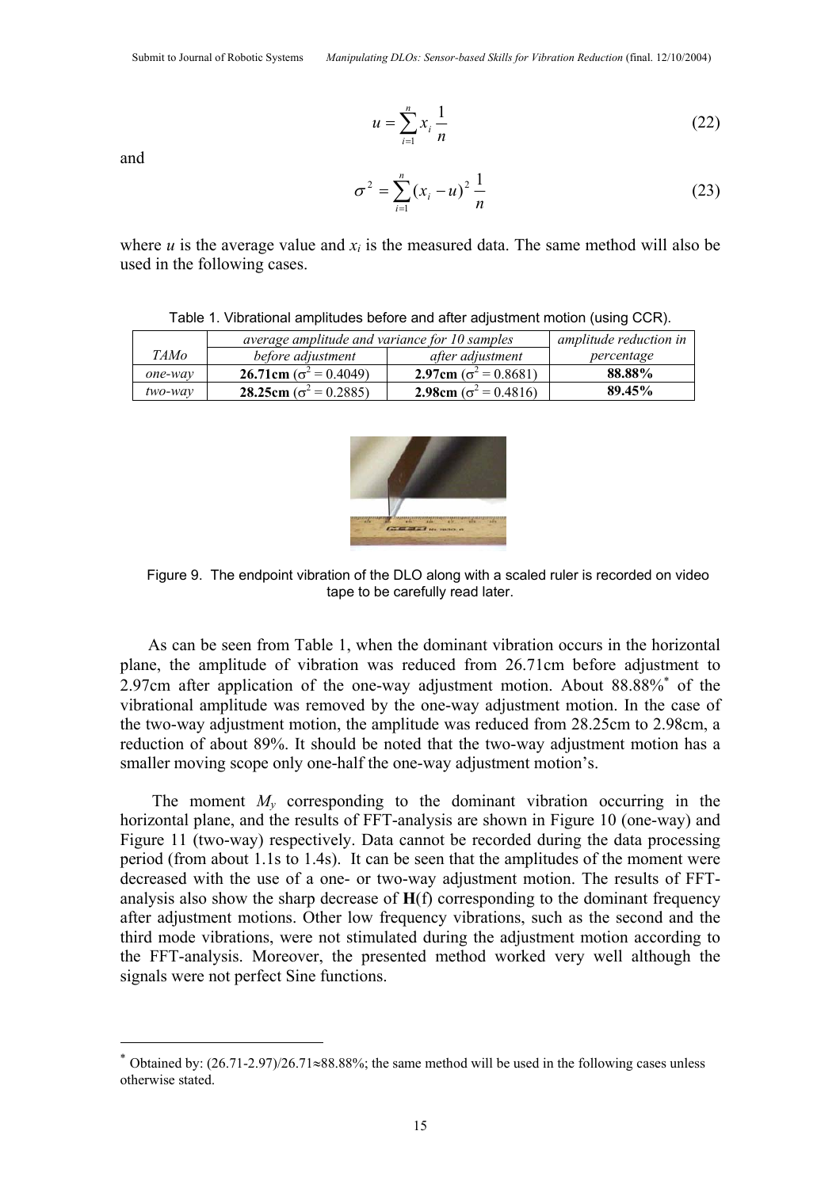$$u = \sum_{i=1}^{n} x_i \frac{1}{n} \tag{22}$$

and

$$\sigma^2 = \sum_{i=1}^{n} (x_i - u)^2 \frac{1}{n} \tag{23}$$

where $u$ is the average value and $x_i$ is the measured data. The same method will also be used in the following cases.

Table 1. Vibrational amplitudes before and after adjustment motion (using CCR).

| *TAMo* | *average amplitude and variance for 10 samples* | | *amplitude reduction in percentage* |
|---|---|---|---|
| | *before adjustment* | *after adjustment* | |
| *one-way* | **26.71cm** ($\sigma^2 = 0.4049$) | **2.97cm** ($\sigma^2 = 0.8681$) | **88.88%** |
| *two-way* | **28.25cm** ($\sigma^2 = 0.2885$) | **2.98cm** ($\sigma^2 = 0.4816$) | **89.45%** |

Figure 9. The endpoint vibration of the DLO along with a scaled ruler is recorded on video tape to be carefully read later.

As can be seen from Table 1, when the dominant vibration occurs in the horizontal plane, the amplitude of vibration was reduced from 26.71cm before adjustment to 2.97cm after application of the one-way adjustment motion. About 88.88%* of the vibrational amplitude was removed by the one-way adjustment motion. In the case of the two-way adjustment motion, the amplitude was reduced from 28.25cm to 2.98cm, a reduction of about 89%. It should be noted that the two-way adjustment motion has a smaller moving scope only one-half the one-way adjustment motion's.

The moment $M_y$ corresponding to the dominant vibration occurring in the horizontal plane, and the results of FFT-analysis are shown in Figure 10 (one-way) and Figure 11 (two-way) respectively. Data cannot be recorded during the data processing period (from about 1.1s to 1.4s). It can be seen that the amplitudes of the moment were decreased with the use of a one- or two-way adjustment motion. The results of FFT-analysis also show the sharp decrease of **H**(f) corresponding to the dominant frequency after adjustment motions. Other low frequency vibrations, such as the second and the third mode vibrations, were not stimulated during the adjustment motion according to the FFT-analysis. Moreover, the presented method worked very well although the signals were not perfect Sine functions.

---

* Obtained by: (26.71-2.97)/26.71≈88.88%; the same method will be used in the following cases unless otherwise stated.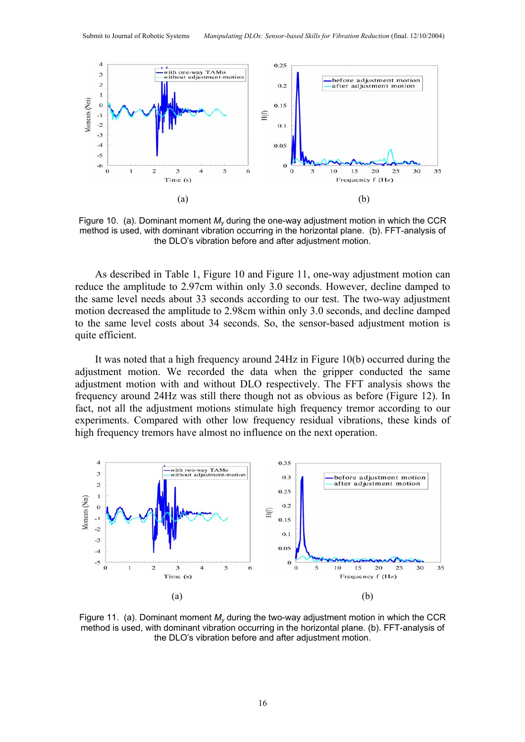Figure 10. (a). Dominant moment $M_y$ during the one-way adjustment motion in which the CCR method is used, with dominant vibration occurring in the horizontal plane. (b). FFT-analysis of the DLO's vibration before and after adjustment motion.

As described in Table 1, Figure 10 and Figure 11, one-way adjustment motion can reduce the amplitude to 2.97cm within only 3.0 seconds. However, decline damped to the same level needs about 33 seconds according to our test. The two-way adjustment motion decreased the amplitude to 2.98cm within only 3.0 seconds, and decline damped to the same level costs about 34 seconds. So, the sensor-based adjustment motion is quite efficient.

It was noted that a high frequency around 24Hz in Figure 10(b) occurred during the adjustment motion. We recorded the data when the gripper conducted the same adjustment motion with and without DLO respectively. The FFT analysis shows the frequency around 24Hz was still there though not as obvious as before (Figure 12). In fact, not all the adjustment motions stimulate high frequency tremor according to our experiments. Compared with other low frequency residual vibrations, these kinds of high frequency tremors have almost no influence on the next operation.

Figure 11. (a). Dominant moment $M_y$ during the two-way adjustment motion in which the CCR method is used, with dominant vibration occurring in the horizontal plane. (b). FFT-analysis of the DLO's vibration before and after adjustment motion.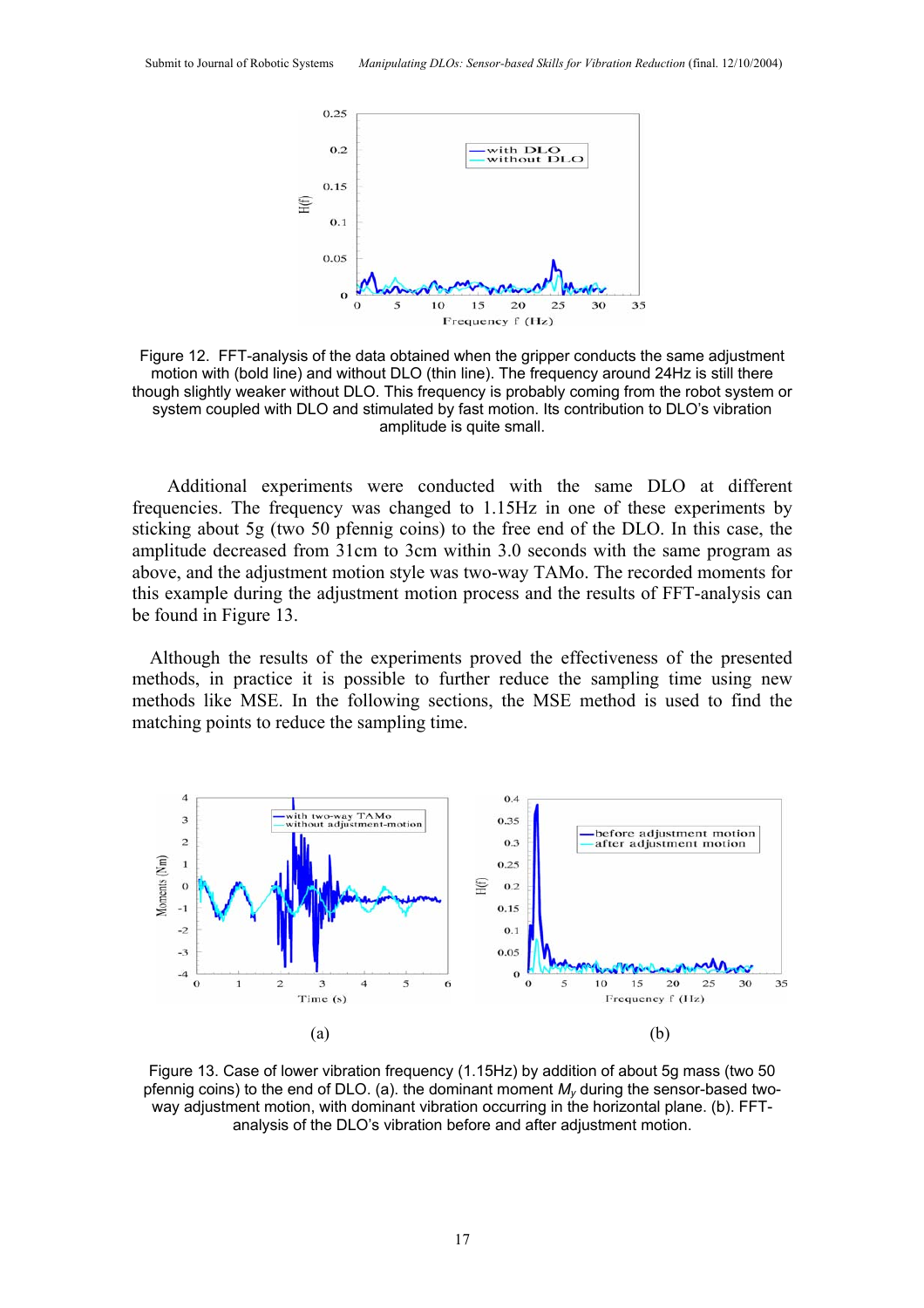Figure 12. FFT-analysis of the data obtained when the gripper conducts the same adjustment motion with (bold line) and without DLO (thin line). The frequency around 24Hz is still there though slightly weaker without DLO. This frequency is probably coming from the robot system or system coupled with DLO and stimulated by fast motion. Its contribution to DLO's vibration amplitude is quite small.

Additional experiments were conducted with the same DLO at different frequencies. The frequency was changed to 1.15Hz in one of these experiments by sticking about 5g (two 50 pfennig coins) to the free end of the DLO. In this case, the amplitude decreased from 31cm to 3cm within 3.0 seconds with the same program as above, and the adjustment motion style was two-way TAMo. The recorded moments for this example during the adjustment motion process and the results of FFT-analysis can be found in Figure 13.

Although the results of the experiments proved the effectiveness of the presented methods, in practice it is possible to further reduce the sampling time using new methods like MSE. In the following sections, the MSE method is used to find the matching points to reduce the sampling time.

(a) (b)

Figure 13. Case of lower vibration frequency (1.15Hz) by addition of about 5g mass (two 50 pfennig coins) to the end of DLO. (a). the dominant moment $M_y$ during the sensor-based two-way adjustment motion, with dominant vibration occurring in the horizontal plane. (b). FFT-analysis of the DLO's vibration before and after adjustment motion.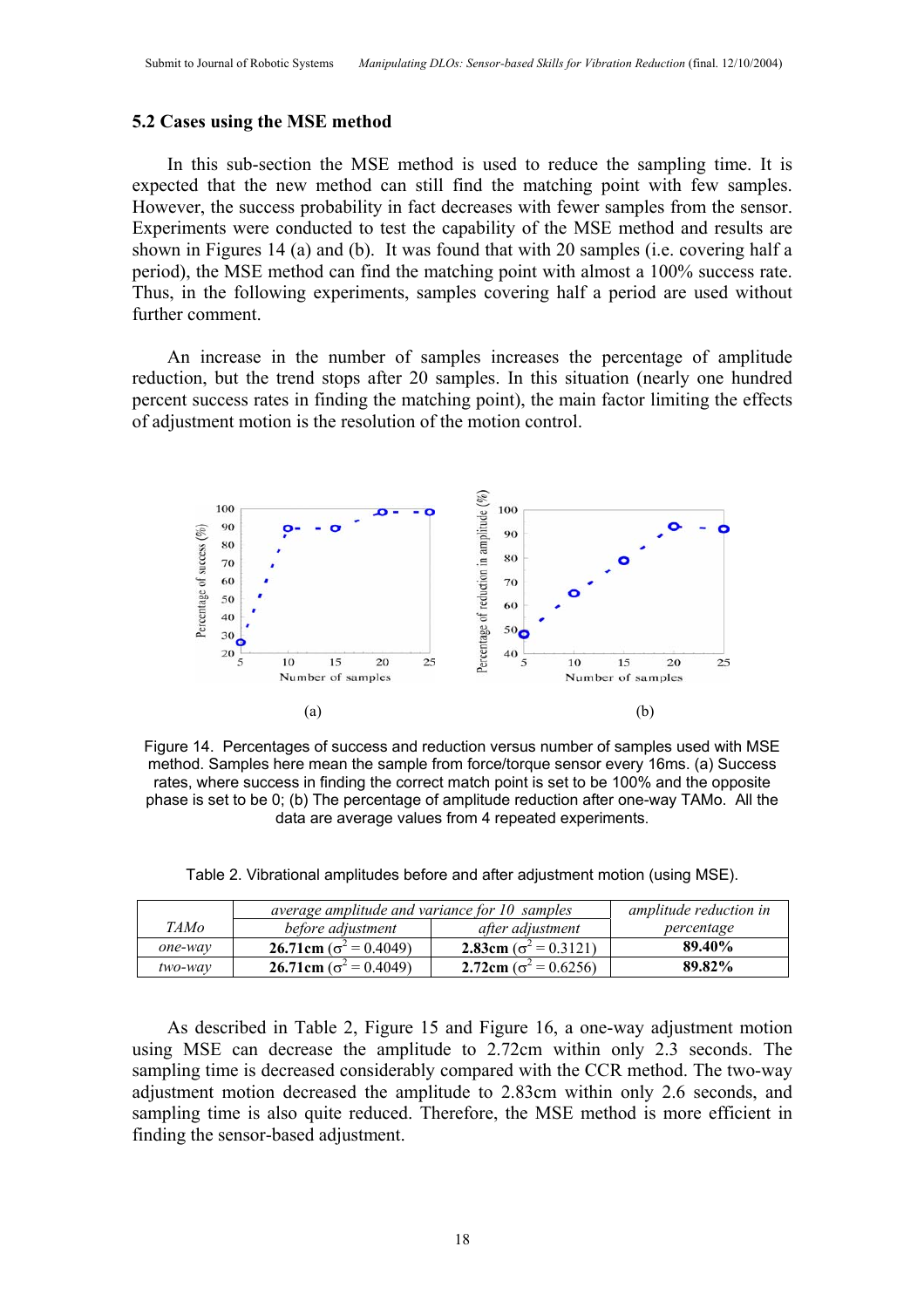### 5.2 Cases using the MSE method

In this sub-section the MSE method is used to reduce the sampling time. It is expected that the new method can still find the matching point with few samples. However, the success probability in fact decreases with fewer samples from the sensor. Experiments were conducted to test the capability of the MSE method and results are shown in Figures 14 (a) and (b). It was found that with 20 samples (i.e. covering half a period), the MSE method can find the matching point with almost a 100% success rate. Thus, in the following experiments, samples covering half a period are used without further comment.

An increase in the number of samples increases the percentage of amplitude reduction, but the trend stops after 20 samples. In this situation (nearly one hundred percent success rates in finding the matching point), the main factor limiting the effects of adjustment motion is the resolution of the motion control.

Figure 14. Percentages of success and reduction versus number of samples used with MSE method. Samples here mean the sample from force/torque sensor every 16ms. (a) Success rates, where success in finding the correct match point is set to be 100% and the opposite phase is set to be 0; (b) The percentage of amplitude reduction after one-way TAMo. All the data are average values from 4 repeated experiments.

Table 2. Vibrational amplitudes before and after adjustment motion (using MSE).

| *TAMo* | *average amplitude and variance for 10 samples* | | *amplitude reduction in percentage* |
|---|---|---|---|
| | *before adjustment* | *after adjustment* | |
| *one-way* | **26.71cm** ($\sigma^2 = 0.4049$) | **2.83cm** ($\sigma^2 = 0.3121$) | **89.40%** |
| *two-way* | **26.71cm** ($\sigma^2 = 0.4049$) | **2.72cm** ($\sigma^2 = 0.6256$) | **89.82%** |

As described in Table 2, Figure 15 and Figure 16, a one-way adjustment motion using MSE can decrease the amplitude to 2.72cm within only 2.3 seconds. The sampling time is decreased considerably compared with the CCR method. The two-way adjustment motion decreased the amplitude to 2.83cm within only 2.6 seconds, and sampling time is also quite reduced. Therefore, the MSE method is more efficient in finding the sensor-based adjustment.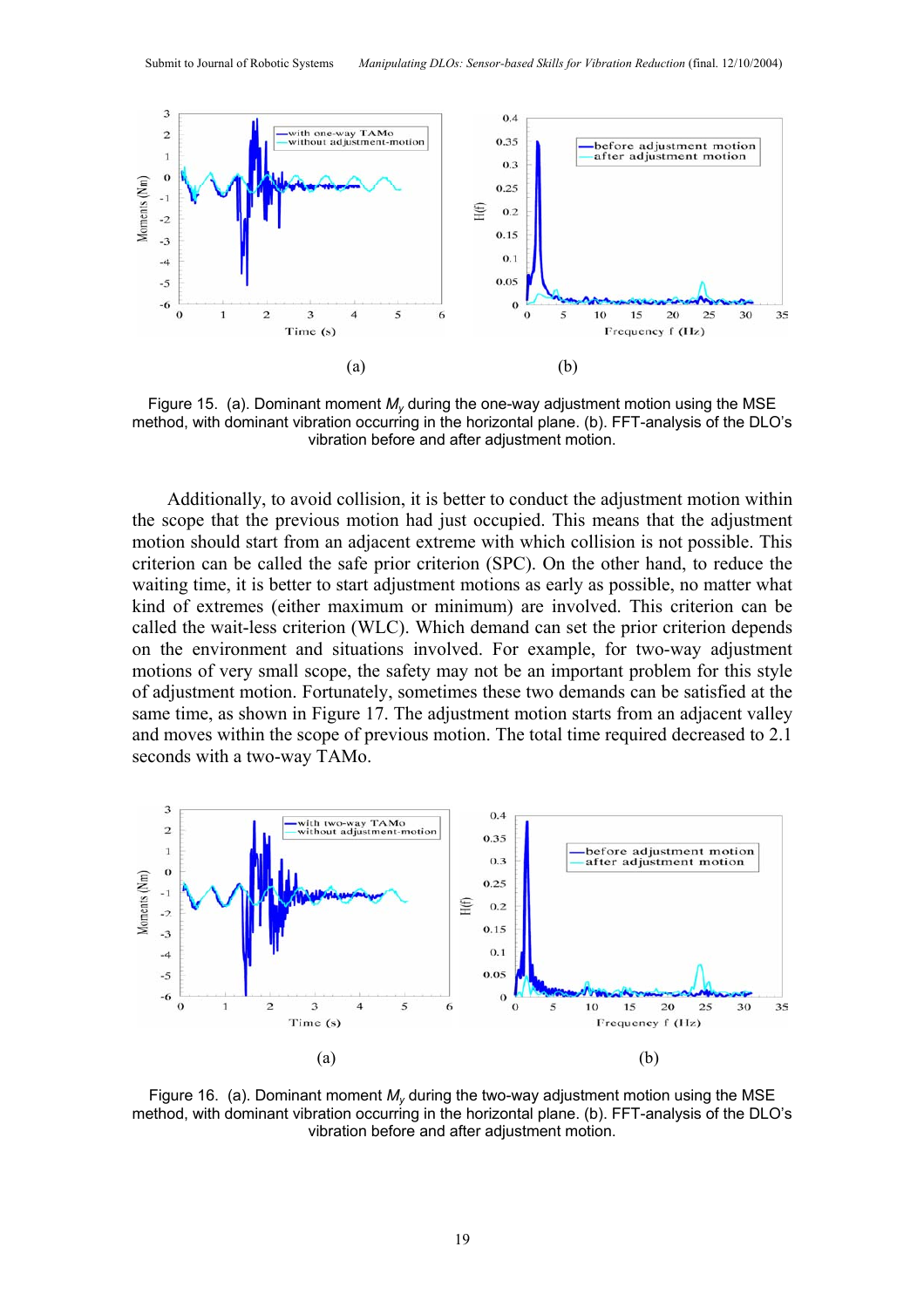Figure 15. (a). Dominant moment $M_y$ during the one-way adjustment motion using the MSE method, with dominant vibration occurring in the horizontal plane. (b). FFT-analysis of the DLO's vibration before and after adjustment motion.

Additionally, to avoid collision, it is better to conduct the adjustment motion within the scope that the previous motion had just occupied. This means that the adjustment motion should start from an adjacent extreme with which collision is not possible. This criterion can be called the safe prior criterion (SPC). On the other hand, to reduce the waiting time, it is better to start adjustment motions as early as possible, no matter what kind of extremes (either maximum or minimum) are involved. This criterion can be called the wait-less criterion (WLC). Which demand can set the prior criterion depends on the environment and situations involved. For example, for two-way adjustment motions of very small scope, the safety may not be an important problem for this style of adjustment motion. Fortunately, sometimes these two demands can be satisfied at the same time, as shown in Figure 17. The adjustment motion starts from an adjacent valley and moves within the scope of previous motion. The total time required decreased to 2.1 seconds with a two-way TAMo.

Figure 16. (a). Dominant moment $M_y$ during the two-way adjustment motion using the MSE method, with dominant vibration occurring in the horizontal plane. (b). FFT-analysis of the DLO's vibration before and after adjustment motion.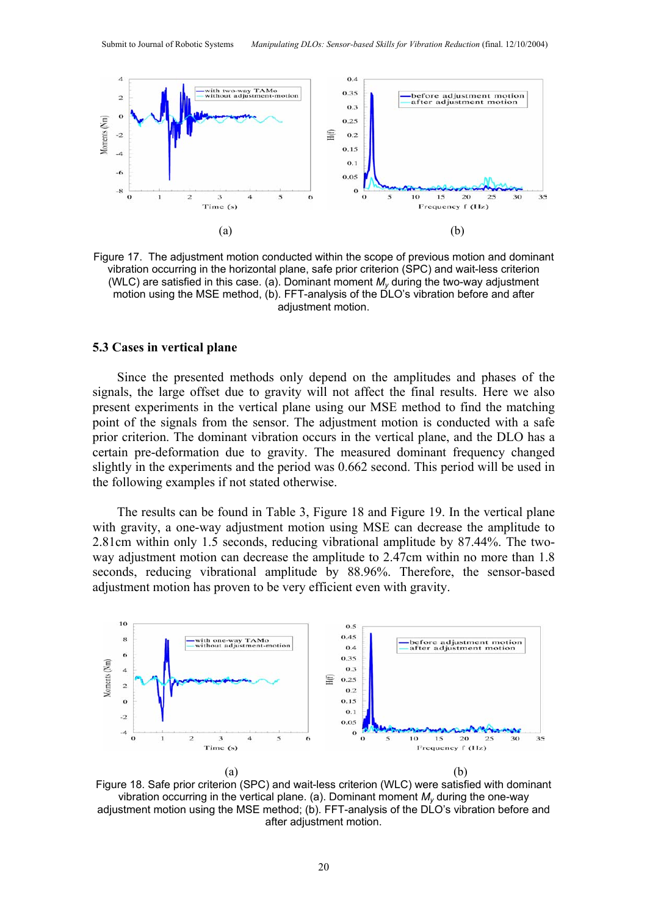(a) (b)

Figure 17. The adjustment motion conducted within the scope of previous motion and dominant vibration occurring in the horizontal plane, safe prior criterion (SPC) and wait-less criterion (WLC) are satisfied in this case. (a). Dominant moment $M_y$ during the two-way adjustment motion using the MSE method, (b). FFT-analysis of the DLO's vibration before and after adjustment motion.

### 5.3 Cases in vertical plane

Since the presented methods only depend on the amplitudes and phases of the signals, the large offset due to gravity will not affect the final results. Here we also present experiments in the vertical plane using our MSE method to find the matching point of the signals from the sensor. The adjustment motion is conducted with a safe prior criterion. The dominant vibration occurs in the vertical plane, and the DLO has a certain pre-deformation due to gravity. The measured dominant frequency changed slightly in the experiments and the period was 0.662 second. This period will be used in the following examples if not stated otherwise.

The results can be found in Table 3, Figure 18 and Figure 19. In the vertical plane with gravity, a one-way adjustment motion using MSE can decrease the amplitude to 2.81cm within only 1.5 seconds, reducing vibrational amplitude by 87.44%. The two-way adjustment motion can decrease the amplitude to 2.47cm within no more than 1.8 seconds, reducing vibrational amplitude by 88.96%. Therefore, the sensor-based adjustment motion has proven to be very efficient even with gravity.

(a) (b)

Figure 18. Safe prior criterion (SPC) and wait-less criterion (WLC) were satisfied with dominant vibration occurring in the vertical plane. (a). Dominant moment $M_y$ during the one-way adjustment motion using the MSE method; (b). FFT-analysis of the DLO's vibration before and after adjustment motion.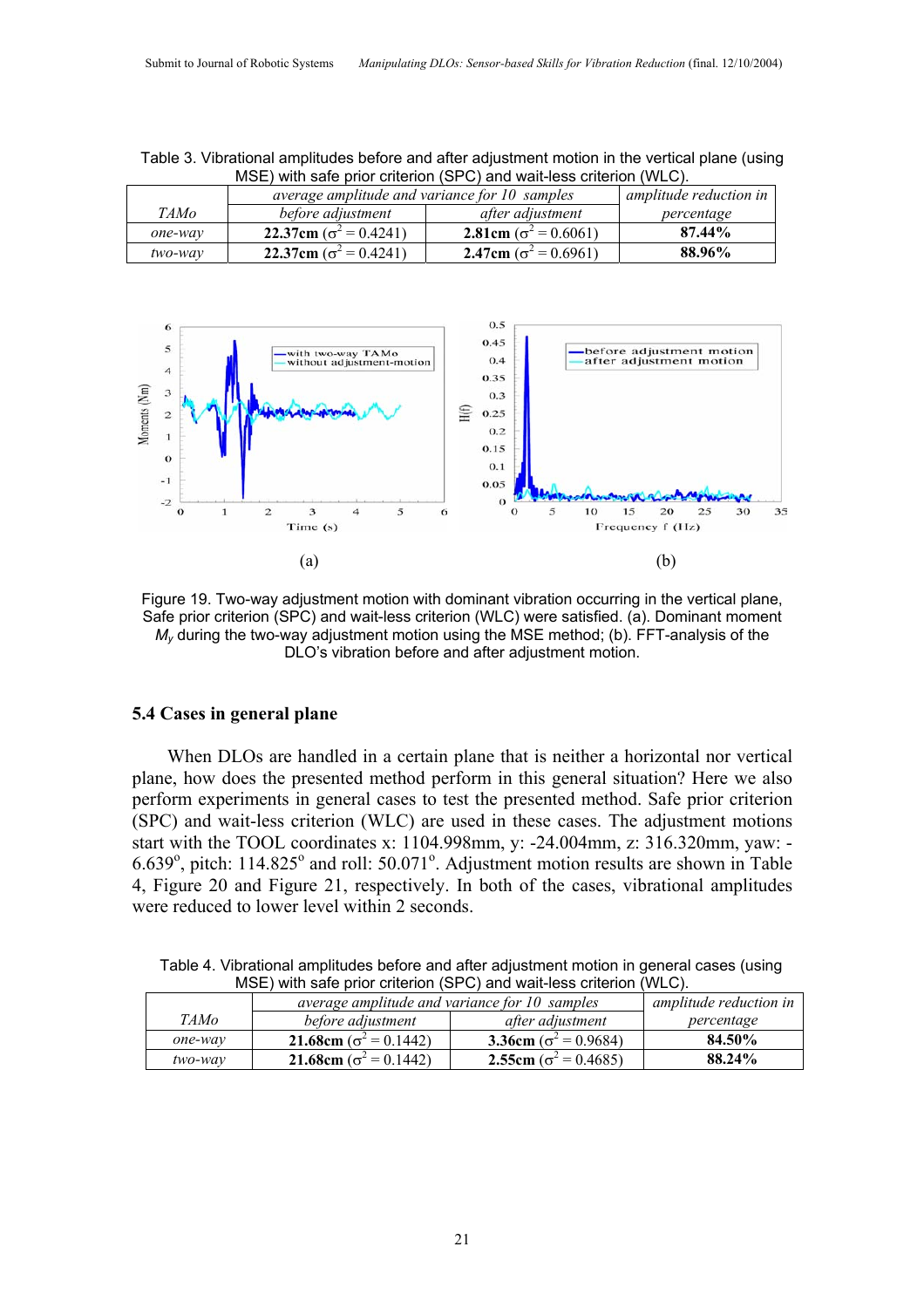Table 3. Vibrational amplitudes before and after adjustment motion in the vertical plane (using MSE) with safe prior criterion (SPC) and wait-less criterion (WLC).

| *TAMo* | *average amplitude and variance for 10 samples* | | *amplitude reduction in percentage* |
|---|---|---|---|
| | *before adjustment* | *after adjustment* | |
| *one-way* | **22.37cm** ($\sigma^2 = 0.4241$) | **2.81cm** ($\sigma^2 = 0.6061$) | **87.44%** |
| *two-way* | **22.37cm** ($\sigma^2 = 0.4241$) | **2.47cm** ($\sigma^2 = 0.6961$) | **88.96%** |

(a) (b)

Figure 19. Two-way adjustment motion with dominant vibration occurring in the vertical plane, Safe prior criterion (SPC) and wait-less criterion (WLC) were satisfied. (a). Dominant moment $M_y$ during the two-way adjustment motion using the MSE method; (b). FFT-analysis of the DLO's vibration before and after adjustment motion.

### 5.4 Cases in general plane

When DLOs are handled in a certain plane that is neither a horizontal nor vertical plane, how does the presented method perform in this general situation? Here we also perform experiments in general cases to test the presented method. Safe prior criterion (SPC) and wait-less criterion (WLC) are used in these cases. The adjustment motions start with the TOOL coordinates x: 1104.998mm, y: -24.004mm, z: 316.320mm, yaw: -6.639°, pitch: 114.825° and roll: 50.071°. Adjustment motion results are shown in Table 4, Figure 20 and Figure 21, respectively. In both of the cases, vibrational amplitudes were reduced to lower level within 2 seconds.

Table 4. Vibrational amplitudes before and after adjustment motion in general cases (using MSE) with safe prior criterion (SPC) and wait-less criterion (WLC).

| *TAMo* | *average amplitude and variance for 10 samples* | | *amplitude reduction in percentage* |
|---|---|---|---|
| | *before adjustment* | *after adjustment* | |
| *one-way* | **21.68cm** ($\sigma^2 = 0.1442$) | **3.36cm** ($\sigma^2 = 0.9684$) | **84.50%** |
| *two-way* | **21.68cm** ($\sigma^2 = 0.1442$) | **2.55cm** ($\sigma^2 = 0.4685$) | **88.24%** |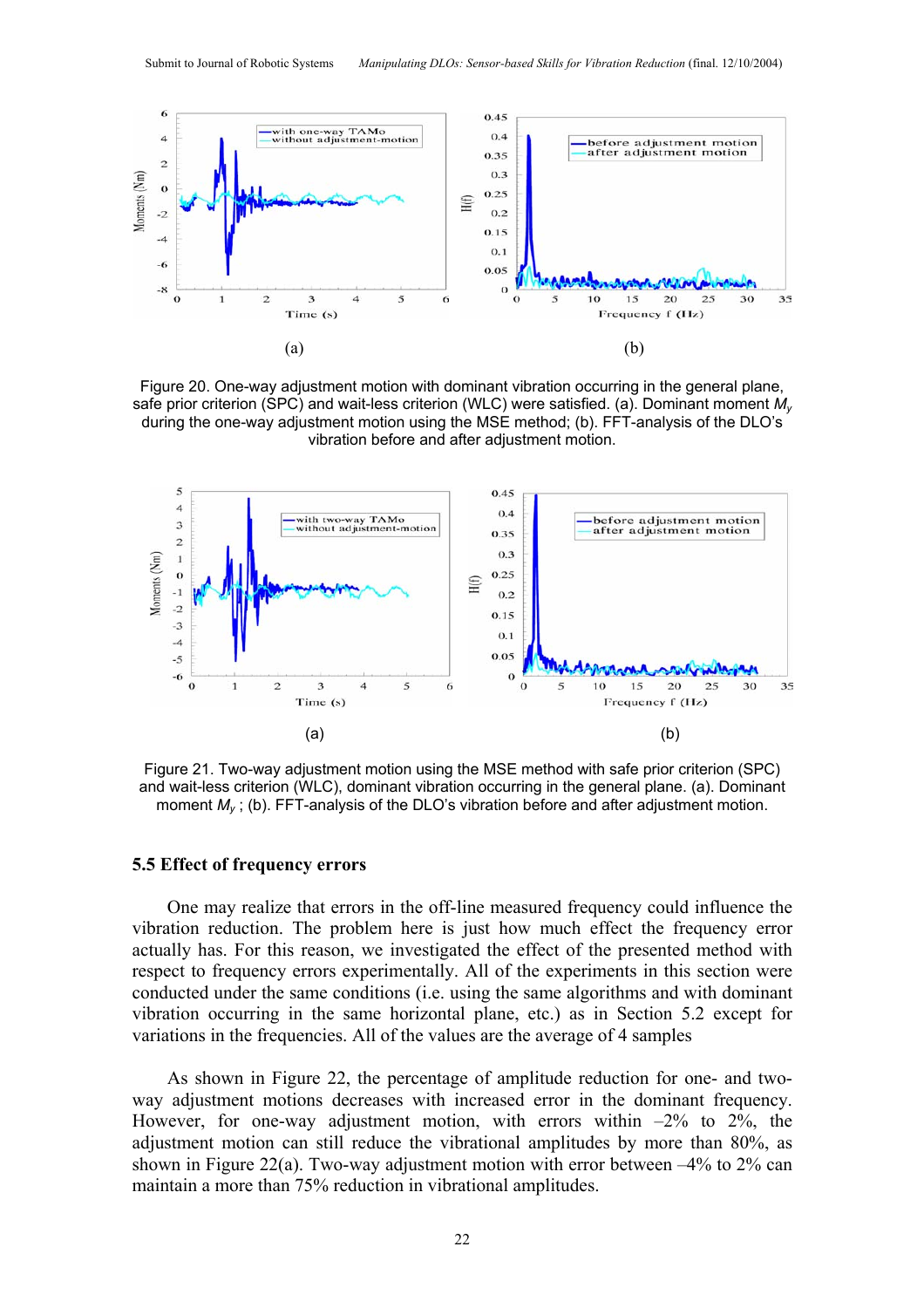(a)

(b)

Figure 20. One-way adjustment motion with dominant vibration occurring in the general plane, safe prior criterion (SPC) and wait-less criterion (WLC) were satisfied. (a). Dominant moment $M_y$ during the one-way adjustment motion using the MSE method; (b). FFT-analysis of the DLO's vibration before and after adjustment motion.

(a)

(b)

Figure 21. Two-way adjustment motion using the MSE method with safe prior criterion (SPC) and wait-less criterion (WLC), dominant vibration occurring in the general plane. (a). Dominant moment $M_y$ ; (b). FFT-analysis of the DLO's vibration before and after adjustment motion.

### 5.5 Effect of frequency errors

One may realize that errors in the off-line measured frequency could influence the vibration reduction. The problem here is just how much effect the frequency error actually has. For this reason, we investigated the effect of the presented method with respect to frequency errors experimentally. All of the experiments in this section were conducted under the same conditions (i.e. using the same algorithms and with dominant vibration occurring in the same horizontal plane, etc.) as in Section 5.2 except for variations in the frequencies. All of the values are the average of 4 samples

As shown in Figure 22, the percentage of amplitude reduction for one- and two-way adjustment motions decreases with increased error in the dominant frequency. However, for one-way adjustment motion, with errors within –2% to 2%, the adjustment motion can still reduce the vibrational amplitudes by more than 80%, as shown in Figure 22(a). Two-way adjustment motion with error between –4% to 2% can maintain a more than 75% reduction in vibrational amplitudes.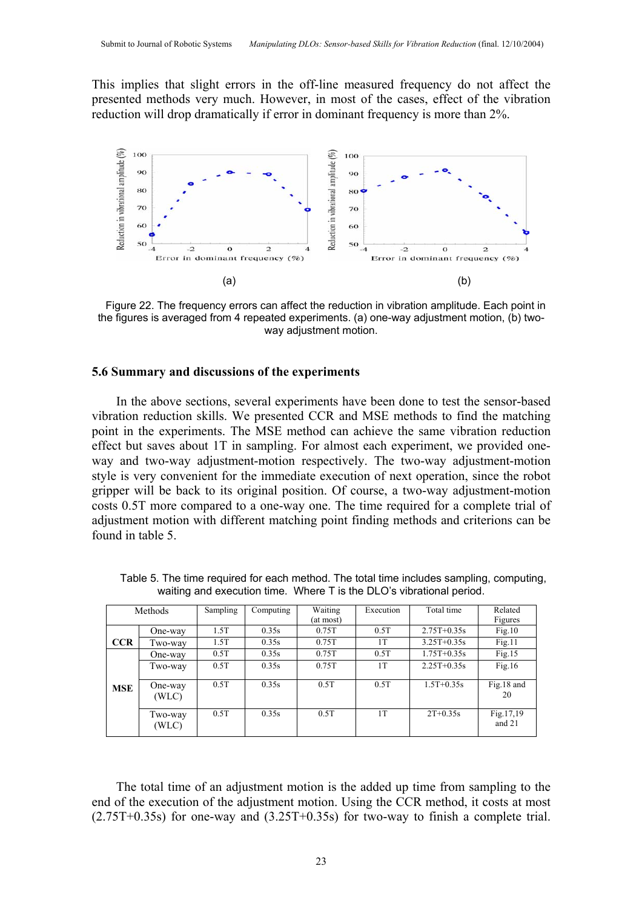This implies that slight errors in the off-line measured frequency do not affect the presented methods very much. However, in most of the cases, effect of the vibration reduction will drop dramatically if error in dominant frequency is more than 2%.

Figure 22. The frequency errors can affect the reduction in vibration amplitude. Each point in the figures is averaged from 4 repeated experiments. (a) one-way adjustment motion, (b) two-way adjustment motion.

### 5.6 Summary and discussions of the experiments

In the above sections, several experiments have been done to test the sensor-based vibration reduction skills. We presented CCR and MSE methods to find the matching point in the experiments. The MSE method can achieve the same vibration reduction effect but saves about 1T in sampling. For almost each experiment, we provided one-way and two-way adjustment-motion respectively. The two-way adjustment-motion style is very convenient for the immediate execution of next operation, since the robot gripper will be back to its original position. Of course, a two-way adjustment-motion costs 0.5T more compared to a one-way one. The time required for a complete trial of adjustment motion with different matching point finding methods and criterions can be found in table 5.

Table 5. The time required for each method. The total time includes sampling, computing, waiting and execution time. Where T is the DLO's vibrational period.

| Methods | | Sampling | Computing | Waiting (at most) | Execution | Total time | Related Figures |
|---|---|---|---|---|---|---|---|
| **CCR** | One-way | 1.5T | 0.35s | 0.75T | 0.5T | 2.75T+0.35s | Fig.10 |
| | Two-way | 1.5T | 0.35s | 0.75T | 1T | 3.25T+0.35s | Fig.11 |
| **MSE** | One-way | 0.5T | 0.35s | 0.75T | 0.5T | 1.75T+0.35s | Fig.15 |
| | Two-way | 0.5T | 0.35s | 0.75T | 1T | 2.25T+0.35s | Fig.16 |
| | One-way (WLC) | 0.5T | 0.35s | 0.5T | 0.5T | 1.5T+0.35s | Fig.18 and 20 |
| | Two-way (WLC) | 0.5T | 0.35s | 0.5T | 1T | 2T+0.35s | Fig.17,19 and 21 |

The total time of an adjustment motion is the added up time from sampling to the end of the execution of the adjustment motion. Using the CCR method, it costs at most (2.75T+0.35s) for one-way and (3.25T+0.35s) for two-way to finish a complete trial.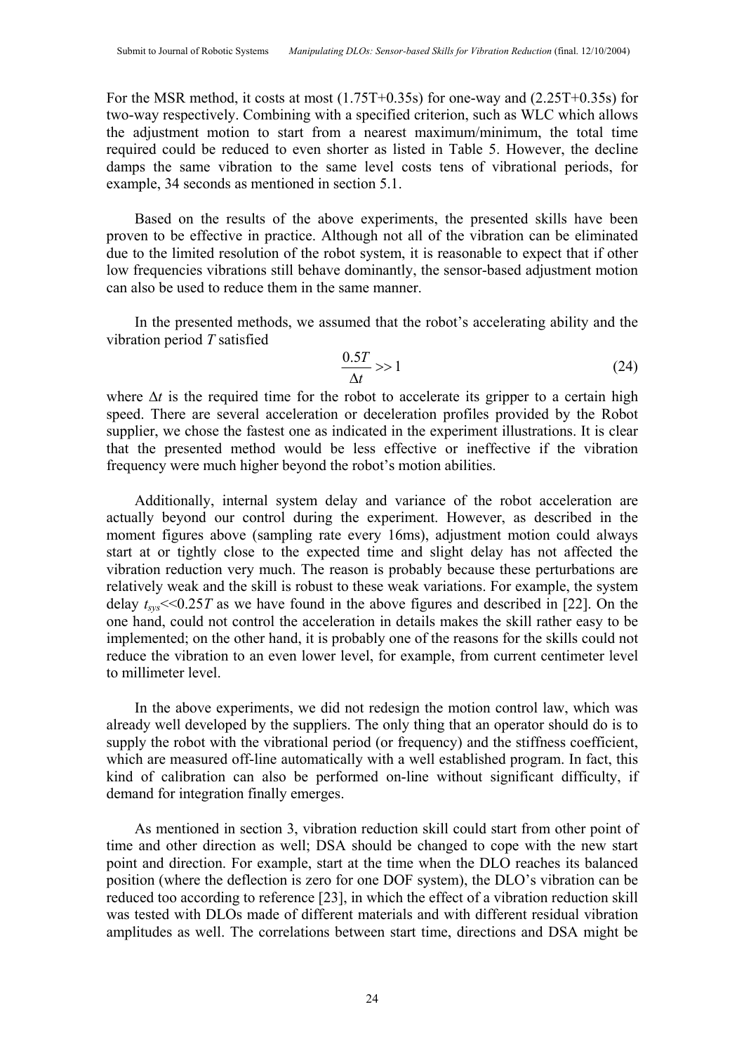For the MSR method, it costs at most (1.75T+0.35s) for one-way and (2.25T+0.35s) for two-way respectively. Combining with a specified criterion, such as WLC which allows the adjustment motion to start from a nearest maximum/minimum, the total time required could be reduced to even shorter as listed in Table 5. However, the decline damps the same vibration to the same level costs tens of vibrational periods, for example, 34 seconds as mentioned in section 5.1.

Based on the results of the above experiments, the presented skills have been proven to be effective in practice. Although not all of the vibration can be eliminated due to the limited resolution of the robot system, it is reasonable to expect that if other low frequencies vibrations still behave dominantly, the sensor-based adjustment motion can also be used to reduce them in the same manner.

In the presented methods, we assumed that the robot's accelerating ability and the vibration period *T* satisfied

$$\frac{0.5T}{\Delta t} >> 1 \tag{24}$$

where $\Delta t$ is the required time for the robot to accelerate its gripper to a certain high speed. There are several acceleration or deceleration profiles provided by the Robot supplier, we chose the fastest one as indicated in the experiment illustrations. It is clear that the presented method would be less effective or ineffective if the vibration frequency were much higher beyond the robot's motion abilities.

Additionally, internal system delay and variance of the robot acceleration are actually beyond our control during the experiment. However, as described in the moment figures above (sampling rate every 16ms), adjustment motion could always start at or tightly close to the expected time and slight delay has not affected the vibration reduction very much. The reason is probably because these perturbations are relatively weak and the skill is robust to these weak variations. For example, the system delay $t_{sys} << 0.25T$ as we have found in the above figures and described in [22]. On the one hand, could not control the acceleration in details makes the skill rather easy to be implemented; on the other hand, it is probably one of the reasons for the skills could not reduce the vibration to an even lower level, for example, from current centimeter level to millimeter level.

In the above experiments, we did not redesign the motion control law, which was already well developed by the suppliers. The only thing that an operator should do is to supply the robot with the vibrational period (or frequency) and the stiffness coefficient, which are measured off-line automatically with a well established program. In fact, this kind of calibration can also be performed on-line without significant difficulty, if demand for integration finally emerges.

As mentioned in section 3, vibration reduction skill could start from other point of time and other direction as well; DSA should be changed to cope with the new start point and direction. For example, start at the time when the DLO reaches its balanced position (where the deflection is zero for one DOF system), the DLO's vibration can be reduced too according to reference [23], in which the effect of a vibration reduction skill was tested with DLOs made of different materials and with different residual vibration amplitudes as well. The correlations between start time, directions and DSA might be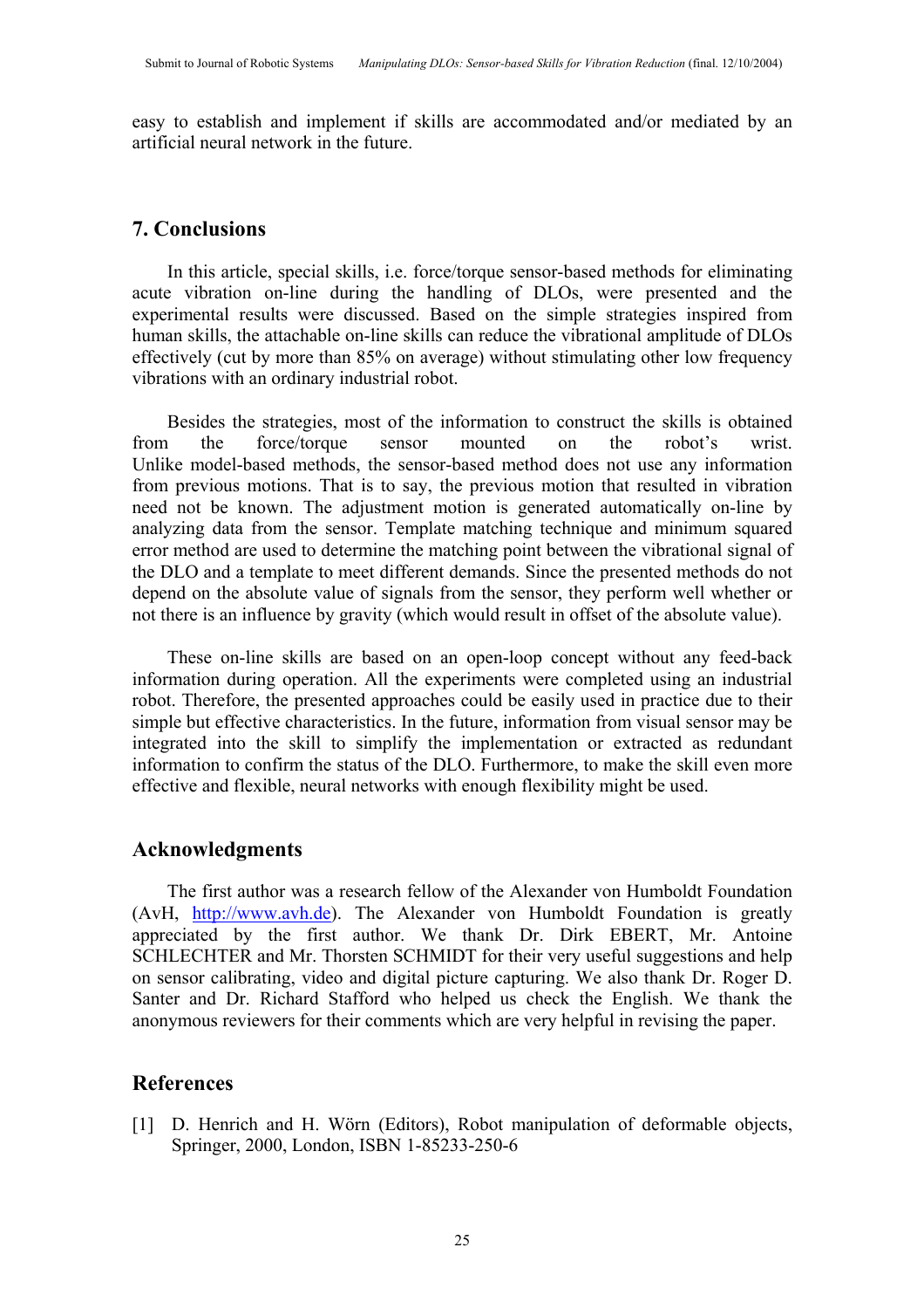easy to establish and implement if skills are accommodated and/or mediated by an artificial neural network in the future.

## 7. Conclusions

In this article, special skills, i.e. force/torque sensor-based methods for eliminating acute vibration on-line during the handling of DLOs, were presented and the experimental results were discussed. Based on the simple strategies inspired from human skills, the attachable on-line skills can reduce the vibrational amplitude of DLOs effectively (cut by more than 85% on average) without stimulating other low frequency vibrations with an ordinary industrial robot.

Besides the strategies, most of the information to construct the skills is obtained from the force/torque sensor mounted on the robot's wrist. Unlike model-based methods, the sensor-based method does not use any information from previous motions. That is to say, the previous motion that resulted in vibration need not be known. The adjustment motion is generated automatically on-line by analyzing data from the sensor. Template matching technique and minimum squared error method are used to determine the matching point between the vibrational signal of the DLO and a template to meet different demands. Since the presented methods do not depend on the absolute value of signals from the sensor, they perform well whether or not there is an influence by gravity (which would result in offset of the absolute value).

These on-line skills are based on an open-loop concept without any feed-back information during operation. All the experiments were completed using an industrial robot. Therefore, the presented approaches could be easily used in practice due to their simple but effective characteristics. In the future, information from visual sensor may be integrated into the skill to simplify the implementation or extracted as redundant information to confirm the status of the DLO. Furthermore, to make the skill even more effective and flexible, neural networks with enough flexibility might be used.

## Acknowledgments

The first author was a research fellow of the Alexander von Humboldt Foundation (AvH, http://www.avh.de). The Alexander von Humboldt Foundation is greatly appreciated by the first author. We thank Dr. Dirk EBERT, Mr. Antoine SCHLECHTER and Mr. Thorsten SCHMIDT for their very useful suggestions and help on sensor calibrating, video and digital picture capturing. We also thank Dr. Roger D. Santer and Dr. Richard Stafford who helped us check the English. We thank the anonymous reviewers for their comments which are very helpful in revising the paper.

## References

[1] D. Henrich and H. Wörn (Editors), Robot manipulation of deformable objects, Springer, 2000, London, ISBN 1-85233-250-6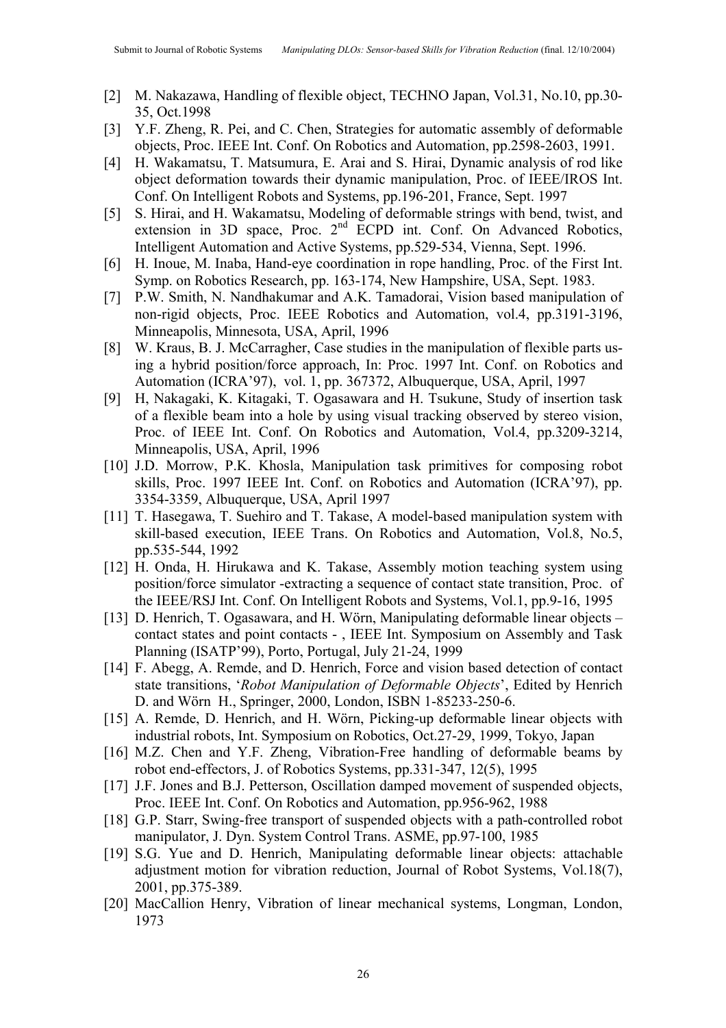- [2] M. Nakazawa, Handling of flexible object, TECHNO Japan, Vol.31, No.10, pp.30-35, Oct.1998
- [3] Y.F. Zheng, R. Pei, and C. Chen, Strategies for automatic assembly of deformable objects, Proc. IEEE Int. Conf. On Robotics and Automation, pp.2598-2603, 1991.
- [4] H. Wakamatsu, T. Matsumura, E. Arai and S. Hirai, Dynamic analysis of rod like object deformation towards their dynamic manipulation, Proc. of IEEE/IROS Int. Conf. On Intelligent Robots and Systems, pp.196-201, France, Sept. 1997
- [5] S. Hirai, and H. Wakamatsu, Modeling of deformable strings with bend, twist, and extension in 3D space, Proc. 2nd ECPD int. Conf. On Advanced Robotics, Intelligent Automation and Active Systems, pp.529-534, Vienna, Sept. 1996.
- [6] H. Inoue, M. Inaba, Hand-eye coordination in rope handling, Proc. of the First Int. Symp. on Robotics Research, pp. 163-174, New Hampshire, USA, Sept. 1983.
- [7] P.W. Smith, N. Nandhakumar and A.K. Tamadorai, Vision based manipulation of non-rigid objects, Proc. IEEE Robotics and Automation, vol.4, pp.3191-3196, Minneapolis, Minnesota, USA, April, 1996
- [8] W. Kraus, B. J. McCarragher, Case studies in the manipulation of flexible parts using a hybrid position/force approach, In: Proc. 1997 Int. Conf. on Robotics and Automation (ICRA'97), vol. 1, pp. 367372, Albuquerque, USA, April, 1997
- [9] H, Nakagaki, K. Kitagaki, T. Ogasawara and H. Tsukune, Study of insertion task of a flexible beam into a hole by using visual tracking observed by stereo vision, Proc. of IEEE Int. Conf. On Robotics and Automation, Vol.4, pp.3209-3214, Minneapolis, USA, April, 1996
- [10] J.D. Morrow, P.K. Khosla, Manipulation task primitives for composing robot skills, Proc. 1997 IEEE Int. Conf. on Robotics and Automation (ICRA'97), pp. 3354-3359, Albuquerque, USA, April 1997
- [11] T. Hasegawa, T. Suehiro and T. Takase, A model-based manipulation system with skill-based execution, IEEE Trans. On Robotics and Automation, Vol.8, No.5, pp.535-544, 1992
- [12] H. Onda, H. Hirukawa and K. Takase, Assembly motion teaching system using position/force simulator -extracting a sequence of contact state transition, Proc. of the IEEE/RSJ Int. Conf. On Intelligent Robots and Systems, Vol.1, pp.9-16, 1995
- [13] D. Henrich, T. Ogasawara, and H. Wörn, Manipulating deformable linear objects – contact states and point contacts - , IEEE Int. Symposium on Assembly and Task Planning (ISATP'99), Porto, Portugal, July 21-24, 1999
- [14] F. Abegg, A. Remde, and D. Henrich, Force and vision based detection of contact state transitions, '*Robot Manipulation of Deformable Objects*', Edited by Henrich D. and Wörn H., Springer, 2000, London, ISBN 1-85233-250-6.
- [15] A. Remde, D. Henrich, and H. Wörn, Picking-up deformable linear objects with industrial robots, Int. Symposium on Robotics, Oct.27-29, 1999, Tokyo, Japan
- [16] M.Z. Chen and Y.F. Zheng, Vibration-Free handling of deformable beams by robot end-effectors, J. of Robotics Systems, pp.331-347, 12(5), 1995
- [17] J.F. Jones and B.J. Petterson, Oscillation damped movement of suspended objects, Proc. IEEE Int. Conf. On Robotics and Automation, pp.956-962, 1988
- [18] G.P. Starr, Swing-free transport of suspended objects with a path-controlled robot manipulator, J. Dyn. System Control Trans. ASME, pp.97-100, 1985
- [19] S.G. Yue and D. Henrich, Manipulating deformable linear objects: attachable adjustment motion for vibration reduction, Journal of Robot Systems, Vol.18(7), 2001, pp.375-389.
- [20] MacCallion Henry, Vibration of linear mechanical systems, Longman, London, 1973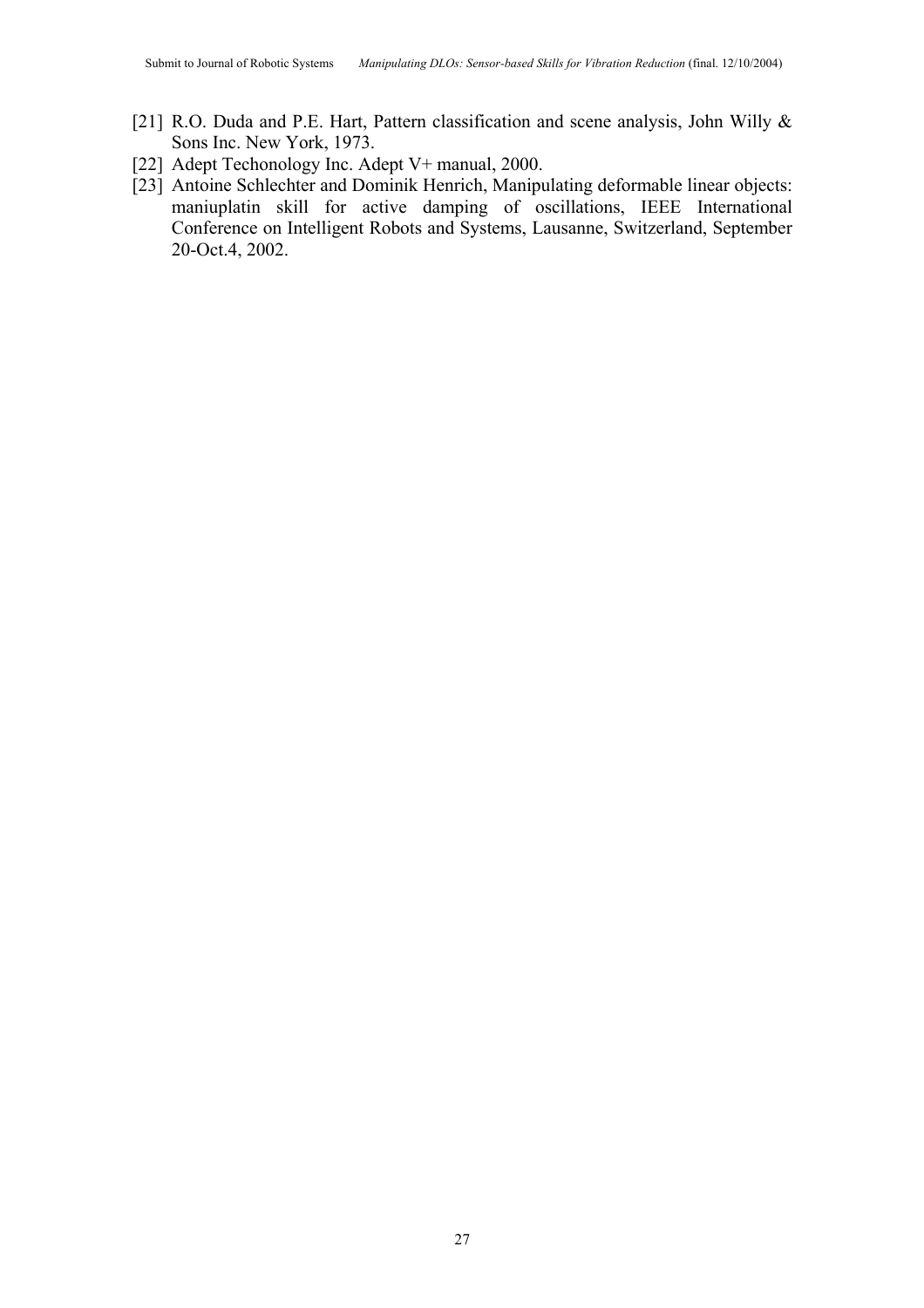[21] R.O. Duda and P.E. Hart, Pattern classification and scene analysis, John Willy & Sons Inc. New York, 1973.

[22] Adept Techonology Inc. Adept V+ manual, 2000.

[23] Antoine Schlechter and Dominik Henrich, Manipulating deformable linear objects: maniuplatin skill for active damping of oscillations, IEEE International Conference on Intelligent Robots and Systems, Lausanne, Switzerland, September 20-Oct.4, 2002.